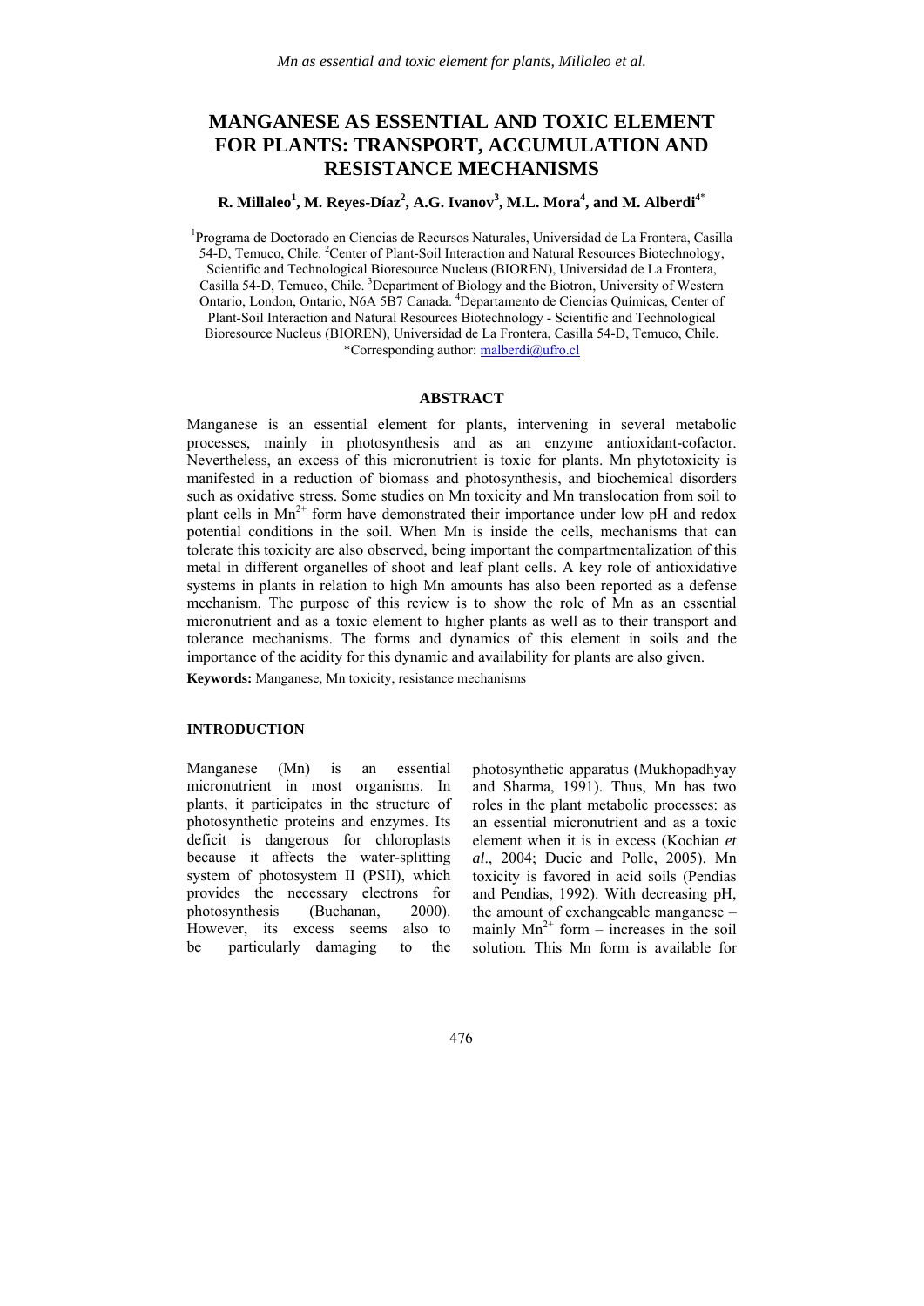# MANGANESE AS ESSENTIAL AND TOXIC ELEMENT FOR PLANTS: TRANSPORT, ACCUMULATION AND RESISTANCE MECHANISMS

**R. Millaleo[1], M. Reyes-Díaz[2], A.G. Ivanov[3], M.L. Mora[4], and M. Alberdi[4*]**

[1]Programa de Doctorado en Ciencias de Recursos Naturales, Universidad de La Frontera, Casilla 54-D, Temuco, Chile. [2]Center of Plant-Soil Interaction and Natural Resources Biotechnology, Scientific and Technological Bioresource Nucleus (BIOREN), Universidad de La Frontera, Casilla 54-D, Temuco, Chile. [3]Department of Biology and the Biotron, University of Western Ontario, London, Ontario, N6A 5B7 Canada. [4]Departamento de Ciencias Químicas, Center of Plant-Soil Interaction and Natural Resources Biotechnology - Scientific and Technological Bioresource Nucleus (BIOREN), Universidad de La Frontera, Casilla 54-D, Temuco, Chile. *Corresponding author: malberdi@ufro.cl

## ABSTRACT

Manganese is an essential element for plants, intervening in several metabolic processes, mainly in photosynthesis and as an enzyme antioxidant-cofactor. Nevertheless, an excess of this micronutrient is toxic for plants. Mn phytotoxicity is manifested in a reduction of biomass and photosynthesis, and biochemical disorders such as oxidative stress. Some studies on Mn toxicity and Mn translocation from soil to plant cells in $Mn^{2+}$ form have demonstrated their importance under low pH and redox potential conditions in the soil. When Mn is inside the cells, mechanisms that can tolerate this toxicity are also observed, being important the compartmentalization of this metal in different organelles of shoot and leaf plant cells. A key role of antioxidative systems in plants in relation to high Mn amounts has also been reported as a defense mechanism. The purpose of this review is to show the role of Mn as an essential micronutrient and as a toxic element to higher plants as well as to their transport and tolerance mechanisms. The forms and dynamics of this element in soils and the importance of the acidity for this dynamic and availability for plants are also given.

**Keywords:** Manganese, Mn toxicity, resistance mechanisms

## INTRODUCTION

Manganese (Mn) is an essential micronutrient in most organisms. In plants, it participates in the structure of photosynthetic proteins and enzymes. Its deficit is dangerous for chloroplasts because it affects the water-splitting system of photosystem II (PSII), which provides the necessary electrons for photosynthesis (Buchanan, 2000). However, its excess seems also to be particularly damaging to the photosynthetic apparatus (Mukhopadhyay and Sharma, 1991). Thus, Mn has two roles in the plant metabolic processes: as an essential micronutrient and as a toxic element when it is in excess (Kochian *et al*., 2004; Ducic and Polle, 2005). Mn toxicity is favored in acid soils (Pendias and Pendias, 1992). With decreasing pH, the amount of exchangeable manganese – mainly $Mn^{2+}$ form – increases in the soil solution. This Mn form is available for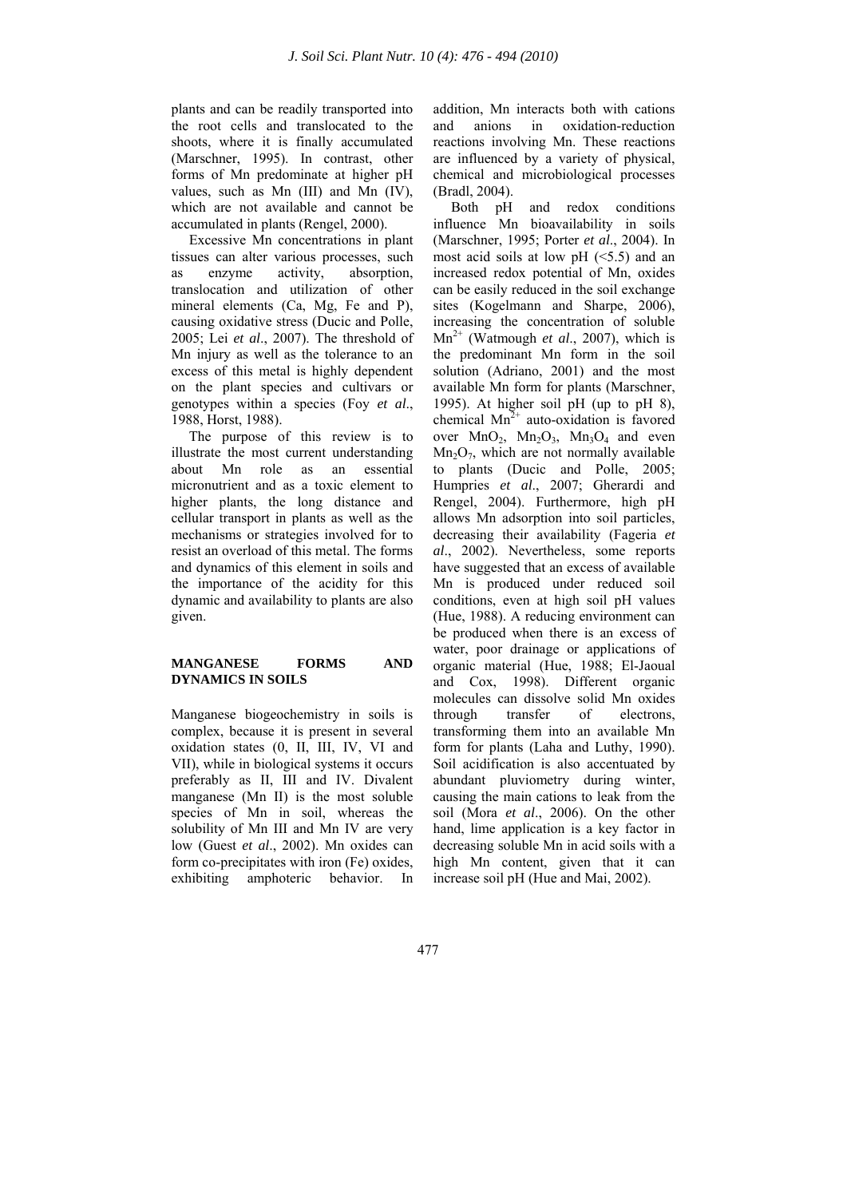plants and can be readily transported into the root cells and translocated to the shoots, where it is finally accumulated (Marschner, 1995). In contrast, other forms of Mn predominate at higher pH values, such as Mn (III) and Mn (IV), which are not available and cannot be accumulated in plants (Rengel, 2000).

Excessive Mn concentrations in plant tissues can alter various processes, such as enzyme activity, absorption, translocation and utilization of other mineral elements (Ca, Mg, Fe and P), causing oxidative stress (Ducic and Polle, 2005; Lei *et al*., 2007). The threshold of Mn injury as well as the tolerance to an excess of this metal is highly dependent on the plant species and cultivars or genotypes within a species (Foy *et al*., 1988, Horst, 1988).

The purpose of this review is to illustrate the most current understanding about Mn role as an essential micronutrient and as a toxic element to higher plants, the long distance and cellular transport in plants as well as the mechanisms or strategies involved for to resist an overload of this metal. The forms and dynamics of this element in soils and the importance of the acidity for this dynamic and availability to plants are also given.

## MANGANESE FORMS AND DYNAMICS IN SOILS

Manganese biogeochemistry in soils is complex, because it is present in several oxidation states (0, II, III, IV, VI and VII), while in biological systems it occurs preferably as II, III and IV. Divalent manganese (Mn II) is the most soluble species of Mn in soil, whereas the solubility of Mn III and Mn IV are very low (Guest *et al*., 2002). Mn oxides can form co-precipitates with iron (Fe) oxides, exhibiting amphoteric behavior. In addition, Mn interacts both with cations and anions in oxidation-reduction reactions involving Mn. These reactions are influenced by a variety of physical, chemical and microbiological processes (Bradl, 2004).

Both pH and redox conditions influence Mn bioavailability in soils (Marschner, 1995; Porter *et al*., 2004). In most acid soils at low pH (<5.5) and an increased redox potential of Mn, oxides can be easily reduced in the soil exchange sites (Kogelmann and Sharpe, 2006), increasing the concentration of soluble $Mn^{2+}$ (Watmough *et al*., 2007), which is the predominant Mn form in the soil solution (Adriano, 2001) and the most available Mn form for plants (Marschner, 1995). At higher soil pH (up to pH 8), chemical $Mn^{2+}$ auto-oxidation is favored over $MnO_2$, $Mn_2O_3$, $Mn_3O_4$ and even $Mn_2O_7$, which are not normally available to plants (Ducic and Polle, 2005; Humpries *et al*., 2007; Gherardi and Rengel, 2004). Furthermore, high pH allows Mn adsorption into soil particles, decreasing their availability (Fageria *et al*., 2002). Nevertheless, some reports have suggested that an excess of available Mn is produced under reduced soil conditions, even at high soil pH values (Hue, 1988). A reducing environment can be produced when there is an excess of water, poor drainage or applications of organic material (Hue, 1988; El-Jaoual and Cox, 1998). Different organic molecules can dissolve solid Mn oxides through transfer of electrons, transforming them into an available Mn form for plants (Laha and Luthy, 1990). Soil acidification is also accentuated by abundant pluviometry during winter, causing the main cations to leak from the soil (Mora *et al*., 2006). On the other hand, lime application is a key factor in decreasing soluble Mn in acid soils with a high Mn content, given that it can increase soil pH (Hue and Mai, 2002).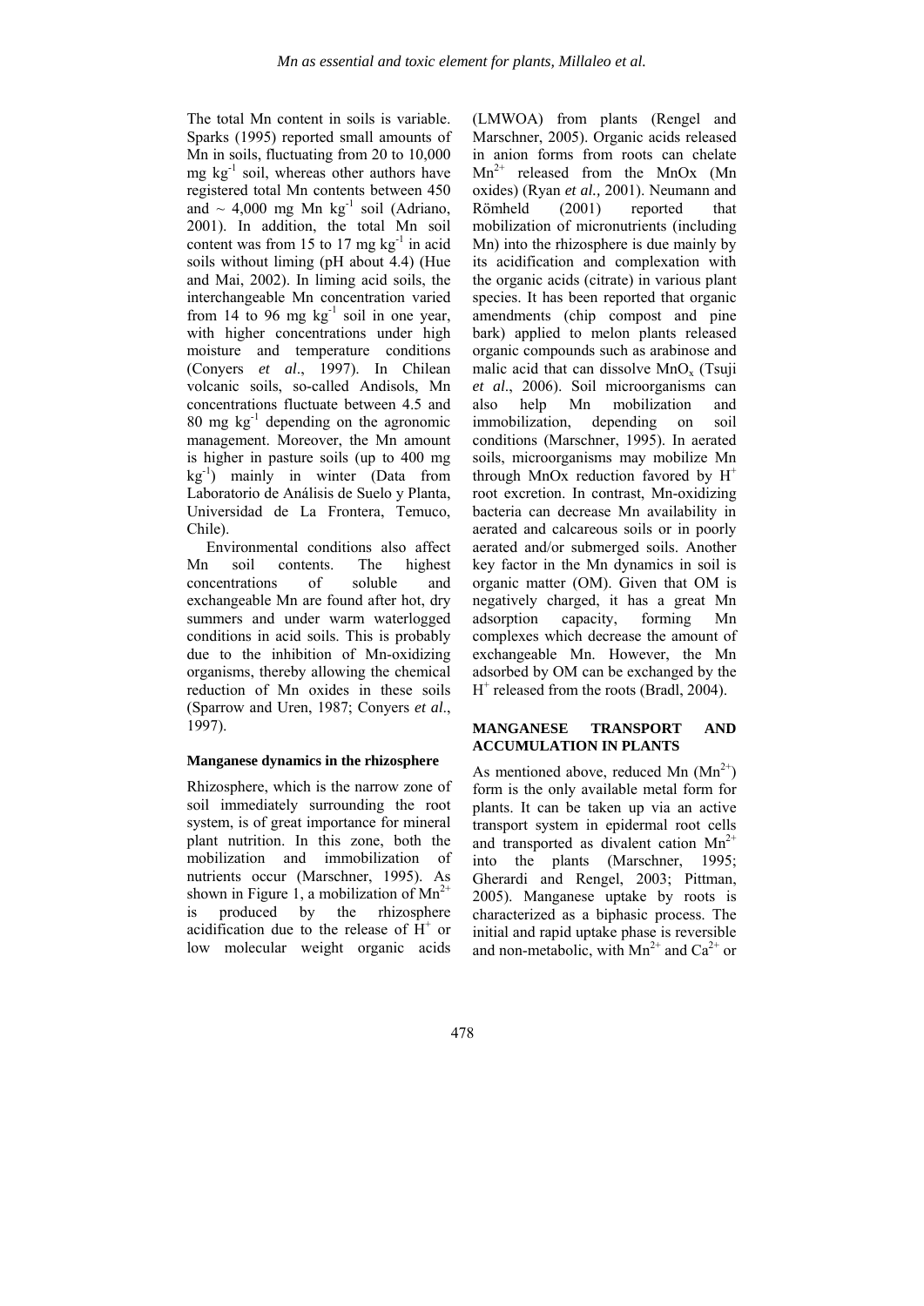The total Mn content in soils is variable. Sparks (1995) reported small amounts of Mn in soils, fluctuating from 20 to 10,000 mg $kg^{-1}$ soil, whereas other authors have registered total Mn contents between 450 and ~ 4,000 mg Mn $kg^{-1}$ soil (Adriano, 2001). In addition, the total Mn soil content was from 15 to 17 mg $kg^{-1}$ in acid soils without liming (pH about 4.4) (Hue and Mai, 2002). In liming acid soils, the interchangeable Mn concentration varied from 14 to 96 mg $kg^{-1}$ soil in one year, with higher concentrations under high moisture and temperature conditions (Conyers *et al*., 1997). In Chilean volcanic soils, so-called Andisols, Mn concentrations fluctuate between 4.5 and 80 mg $kg^{-1}$ depending on the agronomic management. Moreover, the Mn amount is higher in pasture soils (up to 400 mg $kg^{-1}$) mainly in winter (Data from Laboratorio de Análisis de Suelo y Planta, Universidad de La Frontera, Temuco, Chile).

Environmental conditions also affect Mn soil contents. The highest concentrations of soluble and exchangeable Mn are found after hot, dry summers and under warm waterlogged conditions in acid soils. This is probably due to the inhibition of Mn-oxidizing organisms, thereby allowing the chemical reduction of Mn oxides in these soils (Sparrow and Uren, 1987; Conyers *et al*., 1997).

#### Manganese dynamics in the rhizosphere

Rhizosphere, which is the narrow zone of soil immediately surrounding the root system, is of great importance for mineral plant nutrition. In this zone, both the mobilization and immobilization of nutrients occur (Marschner, 1995). As shown in Figure 1, a mobilization of $Mn^{2+}$ is produced by the rhizosphere acidification due to the release of $H^+$ or low molecular weight organic acids (LMWOA) from plants (Rengel and Marschner, 2005). Organic acids released in anion forms from roots can chelate $Mn^{2+}$ released from the MnOx (Mn oxides) (Ryan *et al.*, 2001). Neumann and Römheld (2001) reported that mobilization of micronutrients (including Mn) into the rhizosphere is due mainly by its acidification and complexation with the organic acids (citrate) in various plant species. It has been reported that organic amendments (chip compost and pine bark) applied to melon plants released organic compounds such as arabinose and malic acid that can dissolve $MnO_x$ (Tsuji *et al*., 2006). Soil microorganisms can also help Mn mobilization and immobilization, depending on soil conditions (Marschner, 1995). In aerated soils, microorganisms may mobilize Mn through MnOx reduction favored by $H^+$ root excretion. In contrast, Mn-oxidizing bacteria can decrease Mn availability in aerated and calcareous soils or in poorly aerated and/or submerged soils. Another key factor in the Mn dynamics in soil is organic matter (OM). Given that OM is negatively charged, it has a great Mn adsorption capacity, forming Mn complexes which decrease the amount of exchangeable Mn. However, the Mn adsorbed by OM can be exchanged by the $H^+$ released from the roots (Bradl, 2004).

### MANGANESE TRANSPORT AND ACCUMULATION IN PLANTS

As mentioned above, reduced Mn ($Mn^{2+}$) form is the only available metal form for plants. It can be taken up via an active transport system in epidermal root cells and transported as divalent cation $Mn^{2+}$ into the plants (Marschner, 1995; Gherardi and Rengel, 2003; Pittman, 2005). Manganese uptake by roots is characterized as a biphasic process. The initial and rapid uptake phase is reversible and non-metabolic, with $Mn^{2+}$ and $Ca^{2+}$ or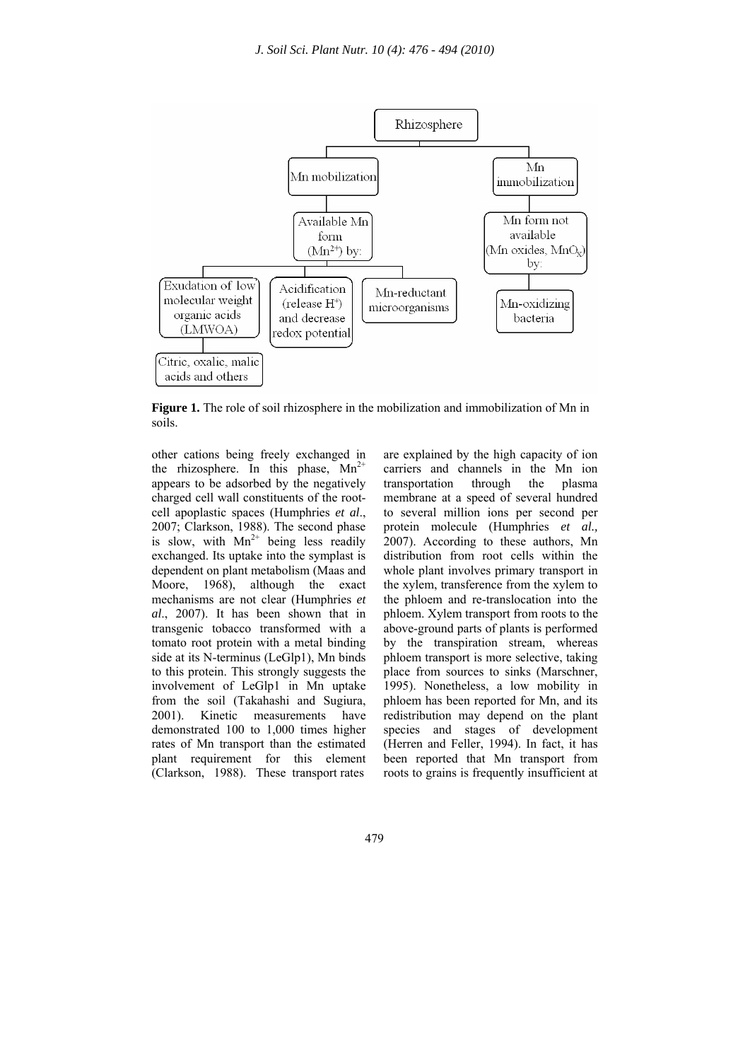**Figure 1.** The role of soil rhizosphere in the mobilization and immobilization of Mn in soils.

other cations being freely exchanged in the rhizosphere. In this phase, $Mn^{2+}$ appears to be adsorbed by the negatively charged cell wall constituents of the root-cell apoplastic spaces (Humphries *et al*., 2007; Clarkson, 1988). The second phase is slow, with $Mn^{2+}$ being less readily exchanged. Its uptake into the symplast is dependent on plant metabolism (Maas and Moore, 1968), although the exact mechanisms are not clear (Humphries *et al*., 2007). It has been shown that in transgenic tobacco transformed with a tomato root protein with a metal binding side at its N-terminus (LeGlp1), Mn binds to this protein. This strongly suggests the involvement of LeGlp1 in Mn uptake from the soil (Takahashi and Sugiura, 2001). Kinetic measurements have demonstrated 100 to 1,000 times higher rates of Mn transport than the estimated plant requirement for this element (Clarkson, 1988). These transport rates are explained by the high capacity of ion carriers and channels in the Mn ion transportation through the plasma membrane at a speed of several hundred to several million ions per second per protein molecule (Humphries *et al.,* 2007). According to these authors, Mn distribution from root cells within the whole plant involves primary transport in the xylem, transference from the xylem to the phloem and re-translocation into the phloem. Xylem transport from roots to the above-ground parts of plants is performed by the transpiration stream, whereas phloem transport is more selective, taking place from sources to sinks (Marschner, 1995). Nonetheless, a low mobility in phloem has been reported for Mn, and its redistribution may depend on the plant species and stages of development (Herren and Feller, 1994). In fact, it has been reported that Mn transport from roots to grains is frequently insufficient at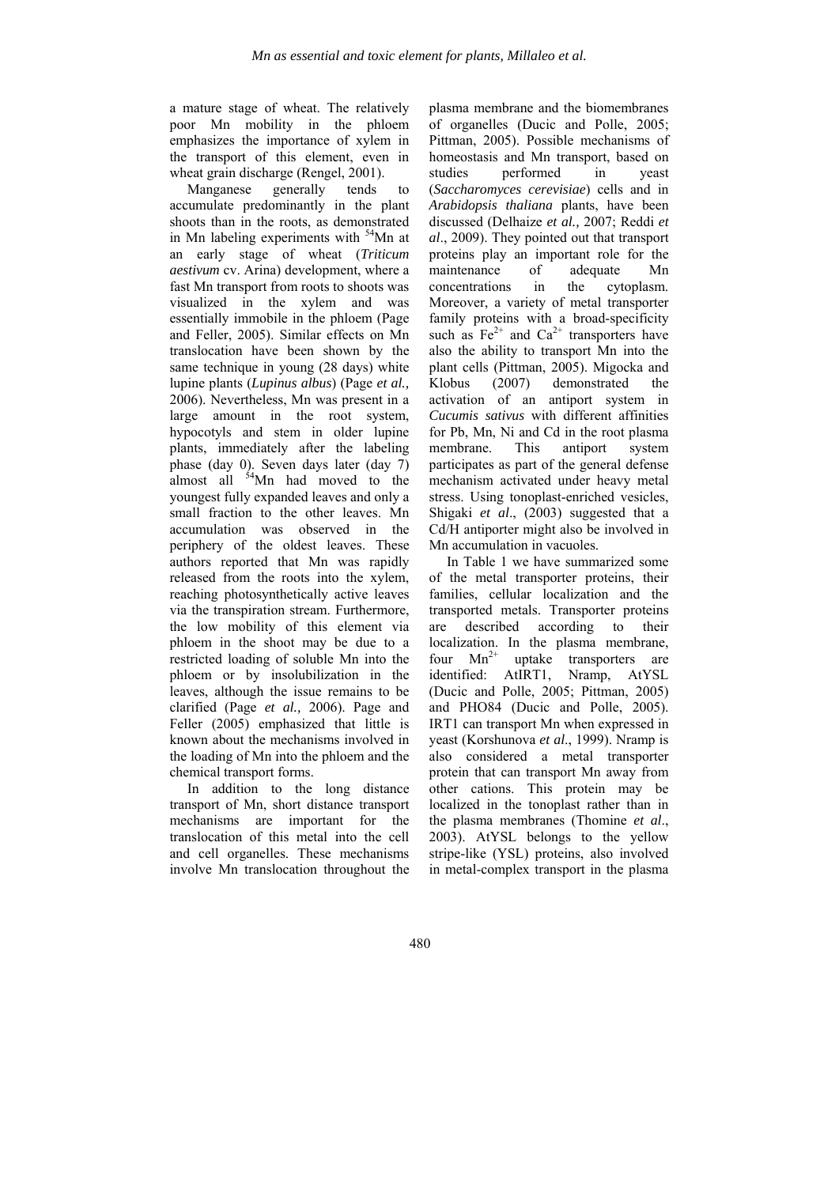a mature stage of wheat. The relatively poor Mn mobility in the phloem emphasizes the importance of xylem in the transport of this element, even in wheat grain discharge (Rengel, 2001).

Manganese generally tends to accumulate predominantly in the plant shoots than in the roots, as demonstrated in Mn labeling experiments with $^{54}$Mn at an early stage of wheat (*Triticum aestivum* cv. Arina) development, where a fast Mn transport from roots to shoots was visualized in the xylem and was essentially immobile in the phloem (Page and Feller, 2005). Similar effects on Mn translocation have been shown by the same technique in young (28 days) white lupine plants (*Lupinus albus*) (Page *et al.,* 2006). Nevertheless, Mn was present in a large amount in the root system, hypocotyls and stem in older lupine plants, immediately after the labeling phase (day 0). Seven days later (day 7) almost all $^{54}$Mn had moved to the youngest fully expanded leaves and only a small fraction to the other leaves. Mn accumulation was observed in the periphery of the oldest leaves. These authors reported that Mn was rapidly released from the roots into the xylem, reaching photosynthetically active leaves via the transpiration stream. Furthermore, the low mobility of this element via phloem in the shoot may be due to a restricted loading of soluble Mn into the phloem or by insolubilization in the leaves, although the issue remains to be clarified (Page *et al.,* 2006). Page and Feller (2005) emphasized that little is known about the mechanisms involved in the loading of Mn into the phloem and the chemical transport forms.

In addition to the long distance transport of Mn, short distance transport mechanisms are important for the translocation of this metal into the cell and cell organelles. These mechanisms involve Mn translocation throughout the plasma membrane and the biomembranes of organelles (Ducic and Polle, 2005; Pittman, 2005). Possible mechanisms of homeostasis and Mn transport, based on studies performed in yeast (*Saccharomyces cerevisiae*) cells and in *Arabidopsis thaliana* plants, have been discussed (Delhaize *et al.,* 2007; Reddi *et al*., 2009). They pointed out that transport proteins play an important role for the maintenance of adequate Mn concentrations in the cytoplasm. Moreover, a variety of metal transporter family proteins with a broad-specificity such as $Fe^{2+}$ and $Ca^{2+}$ transporters have also the ability to transport Mn into the plant cells (Pittman, 2005). Migocka and Klobus (2007) demonstrated the activation of an antiport system in *Cucumis sativus* with different affinities for Pb, Mn, Ni and Cd in the root plasma membrane. This antiport system participates as part of the general defense mechanism activated under heavy metal stress. Using tonoplast-enriched vesicles, Shigaki *et al*., (2003) suggested that a Cd/H antiporter might also be involved in Mn accumulation in vacuoles.

In Table 1 we have summarized some of the metal transporter proteins, their families, cellular localization and the transported metals. Transporter proteins are described according to their localization. In the plasma membrane, four $Mn^{2+}$ uptake transporters are identified: AtIRT1, Nramp, AtYSL (Ducic and Polle, 2005; Pittman, 2005) and PHO84 (Ducic and Polle, 2005). IRT1 can transport Mn when expressed in yeast (Korshunova *et al*., 1999). Nramp is also considered a metal transporter protein that can transport Mn away from other cations. This protein may be localized in the tonoplast rather than in the plasma membranes (Thomine *et al*., 2003). AtYSL belongs to the yellow stripe-like (YSL) proteins, also involved in metal-complex transport in the plasma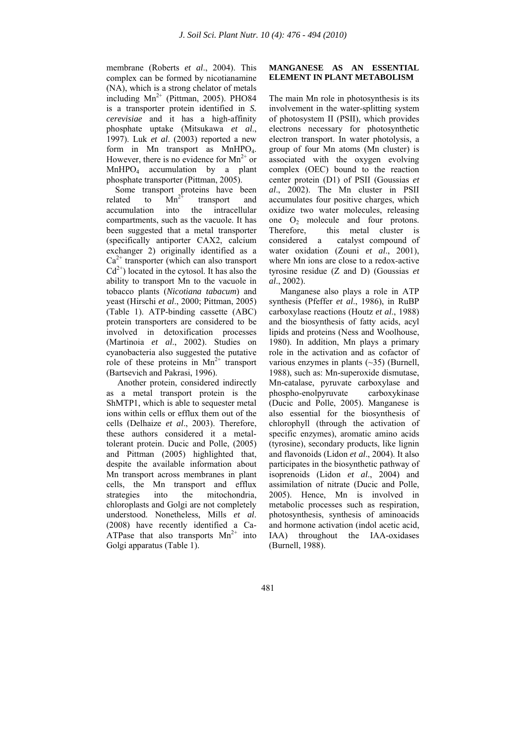membrane (Roberts *et al*., 2004). This complex can be formed by nicotianamine (NA), which is a strong chelator of metals including $Mn^{2+}$ (Pittman, 2005). PHO84 is a transporter protein identified in *S. cerevisiae* and it has a high-affinity phosphate uptake (Mitsukawa *et al*., 1997). Luk *et al*. (2003) reported a new form in Mn transport as $MnHPO_4$. However, there is no evidence for $Mn^{2+}$ or $MnHPO_4$ accumulation by a plant phosphate transporter (Pittman, 2005).

Some transport proteins have been related to $Mn^{2+}$ transport and accumulation into the intracellular compartments, such as the vacuole. It has been suggested that a metal transporter (specifically antiporter CAX2, calcium exchanger 2) originally identified as a $Ca^{2+}$ transporter (which can also transport $Cd^{2+}$) located in the cytosol. It has also the ability to transport Mn to the vacuole in tobacco plants (*Nicotiana tabacum*) and yeast (Hirschi *et al*., 2000; Pittman, 2005) (Table 1). ATP-binding cassette (ABC) protein transporters are considered to be involved in detoxification processes (Martinoia *et al*., 2002). Studies on cyanobacteria also suggested the putative role of these proteins in $Mn^{2+}$ transport (Bartsevich and Pakrasi, 1996).

Another protein, considered indirectly as a metal transport protein is the ShMTP1, which is able to sequester metal ions within cells or efflux them out of the cells (Delhaize *et al*., 2003). Therefore, these authors considered it a metal-tolerant protein. Ducic and Polle, (2005) and Pittman (2005) highlighted that, despite the available information about Mn transport across membranes in plant cells, the Mn transport and efflux strategies into the mitochondria, chloroplasts and Golgi are not completely understood. Nonetheless, Mills *et al*. (2008) have recently identified a Ca-ATPase that also transports $Mn^{2+}$ into Golgi apparatus (Table 1).

## MANGANESE AS AN ESSENTIAL ELEMENT IN PLANT METABOLISM

The main Mn role in photosynthesis is its involvement in the water-splitting system of photosystem II (PSII), which provides electrons necessary for photosynthetic electron transport. In water photolysis, a group of four Mn atoms (Mn cluster) is associated with the oxygen evolving complex (OEC) bound to the reaction center protein (D1) of PSII (Goussias *et al*., 2002). The Mn cluster in PSII accumulates four positive charges, which oxidize two water molecules, releasing one $O_2$ molecule and four protons. Therefore, this metal cluster is considered a catalyst compound of water oxidation (Zouni *et al*., 2001), where Mn ions are close to a redox-active tyrosine residue (Z and D) (Goussias *et al*., 2002).

Manganese also plays a role in ATP synthesis (Pfeffer *et al*., 1986), in RuBP carboxylase reactions (Houtz *et al*., 1988) and the biosynthesis of fatty acids, acyl lipids and proteins (Ness and Woolhouse, 1980). In addition, Mn plays a primary role in the activation and as cofactor of various enzymes in plants (~35) (Burnell, 1988), such as: Mn-superoxide dismutase, Mn-catalase, pyruvate carboxylase and phospho-enolpyruvate carboxykinase (Ducic and Polle, 2005). Manganese is also essential for the biosynthesis of chlorophyll (through the activation of specific enzymes), aromatic amino acids (tyrosine), secondary products, like lignin and flavonoids (Lidon *et al*., 2004). It also participates in the biosynthetic pathway of isoprenoids (Lidon *et al*., 2004) and assimilation of nitrate (Ducic and Polle, 2005). Hence, Mn is involved in metabolic processes such as respiration, photosynthesis, synthesis of aminoacids and hormone activation (indol acetic acid, IAA) throughout the IAA-oxidases (Burnell, 1988).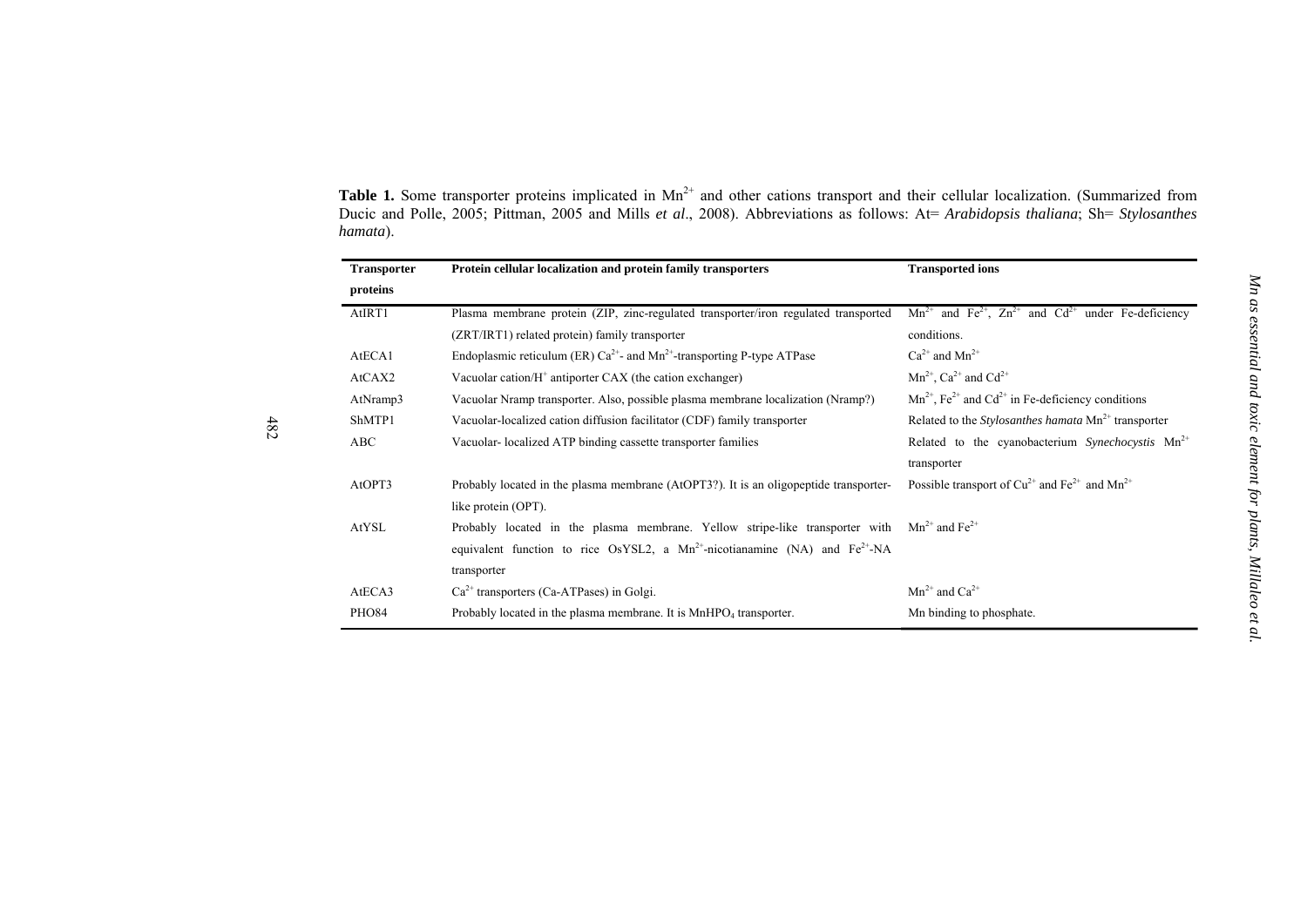**Table 1.** Some transporter proteins implicated in $Mn^{2+}$ and other cations transport and their cellular localization. (Summarized from Ducic and Polle, 2005; Pittman, 2005 and Mills *et al*., 2008). Abbreviations as follows: At= *Arabidopsis thaliana*; Sh= *Stylosanthes hamata*).

| Transporter proteins | Protein cellular localization and protein family transporters | Transported ions |
|---|---|---|
| AtIRT1 | Plasma membrane protein (ZIP, zinc-regulated transporter/iron regulated transported (ZRT/IRT1) related protein) family transporter | $Mn^{2+}$ and $Fe^{2+}$, $Zn^{2+}$ and $Cd^{2+}$ under Fe-deficiency conditions. |
| AtECA1 | Endoplasmic reticulum (ER) $Ca^{2+}$- and $Mn^{2+}$-transporting P-type ATPase | $Ca^{2+}$ and $Mn^{2+}$ |
| AtCAX2 | Vacuolar cation/$H^+$ antiporter CAX (the cation exchanger) | $Mn^{2+}$, $Ca^{2+}$ and $Cd^{2+}$ |
| AtNramp3 | Vacuolar Nramp transporter. Also, possible plasma membrane localization (Nramp?) | $Mn^{2+}$, $Fe^{2+}$ and $Cd^{2+}$ in Fe-deficiency conditions |
| ShMTP1 | Vacuolar-localized cation diffusion facilitator (CDF) family transporter | Related to the *Stylosanthes hamata* $Mn^{2+}$ transporter |
| ABC | Vacuolar- localized ATP binding cassette transporter families | Related to the cyanobacterium *Synechocystis* $Mn^{2+}$ transporter |
| AtOPT3 | Probably located in the plasma membrane (AtOPT3?). It is an oligopeptide transporter-like protein (OPT). | Possible transport of $Cu^{2+}$ and $Fe^{2+}$ and $Mn^{2+}$ |
| AtYSL | Probably located in the plasma membrane. Yellow stripe-like transporter with equivalent function to rice OsYSL2, a $Mn^{2+}$-nicotianamine (NA) and $Fe^{2+}$-NA transporter | $Mn^{2+}$ and $Fe^{2+}$ |
| AtECA3 | $Ca^{2+}$ transporters (Ca-ATPases) in Golgi. | $Mn^{2+}$ and $Ca^{2+}$ |
| PHO84 | Probably located in the plasma membrane. It is $MnHPO_4$ transporter. | Mn binding to phosphate. |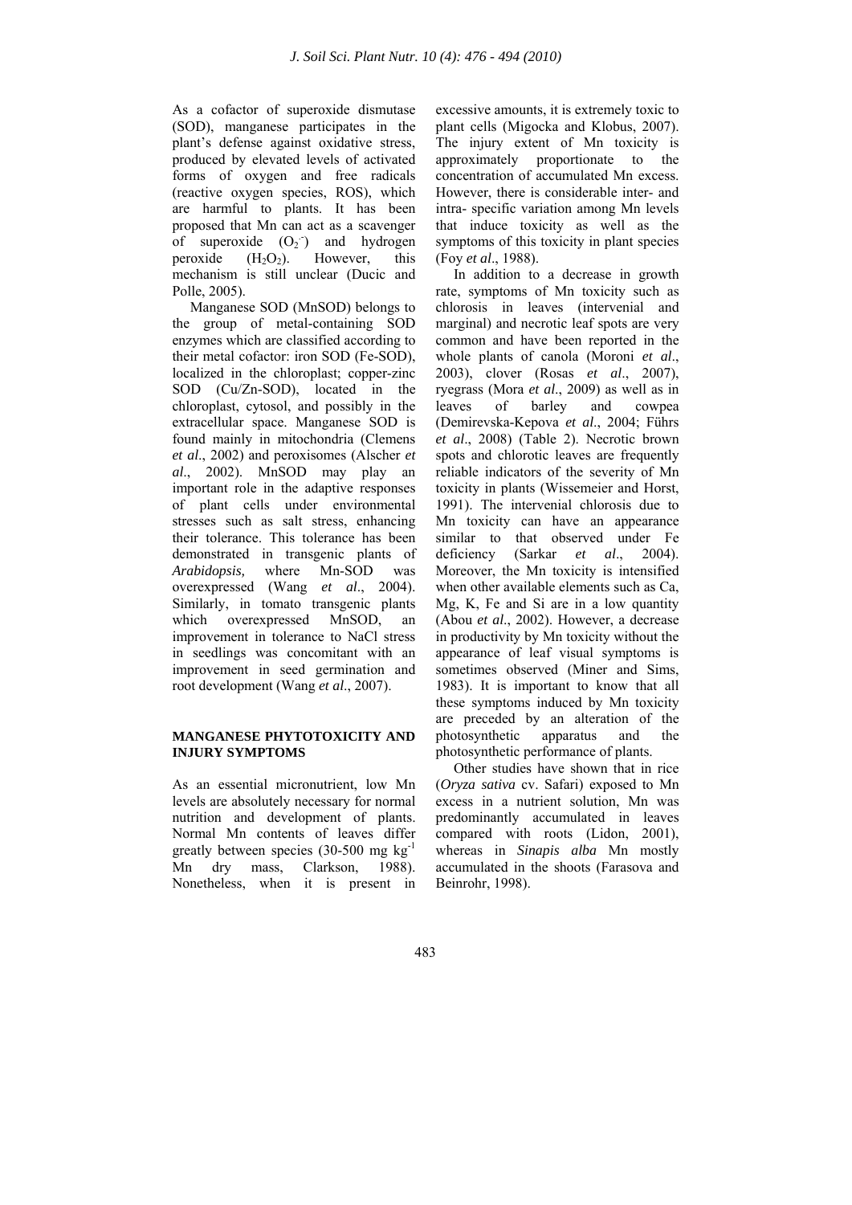As a cofactor of superoxide dismutase (SOD), manganese participates in the plant's defense against oxidative stress, produced by elevated levels of activated forms of oxygen and free radicals (reactive oxygen species, ROS), which are harmful to plants. It has been proposed that Mn can act as a scavenger of superoxide ($O_2^-$) and hydrogen peroxide ($H_2O_2$). However, this mechanism is still unclear (Ducic and Polle, 2005).

Manganese SOD (MnSOD) belongs to the group of metal-containing SOD enzymes which are classified according to their metal cofactor: iron SOD (Fe-SOD), localized in the chloroplast; copper-zinc SOD (Cu/Zn-SOD), located in the chloroplast, cytosol, and possibly in the extracellular space. Manganese SOD is found mainly in mitochondria (Clemens *et al*., 2002) and peroxisomes (Alscher *et al*., 2002). MnSOD may play an important role in the adaptive responses of plant cells under environmental stresses such as salt stress, enhancing their tolerance. This tolerance has been demonstrated in transgenic plants of *Arabidopsis,* where Mn-SOD was overexpressed (Wang *et al*., 2004). Similarly, in tomato transgenic plants which overexpressed MnSOD, an improvement in tolerance to NaCl stress in seedlings was concomitant with an improvement in seed germination and root development (Wang *et al*., 2007).

## MANGANESE PHYTOTOXICITY AND INJURY SYMPTOMS

As an essential micronutrient, low Mn levels are absolutely necessary for normal nutrition and development of plants. Normal Mn contents of leaves differ greatly between species (30-500 mg $kg^{-1}$ Mn dry mass, Clarkson, 1988). Nonetheless, when it is present in excessive amounts, it is extremely toxic to plant cells (Migocka and Klobus, 2007). The injury extent of Mn toxicity is approximately proportionate to the concentration of accumulated Mn excess. However, there is considerable inter- and intra- specific variation among Mn levels that induce toxicity as well as the symptoms of this toxicity in plant species (Foy *et al*., 1988).

In addition to a decrease in growth rate, symptoms of Mn toxicity such as chlorosis in leaves (intervenial and marginal) and necrotic leaf spots are very common and have been reported in the whole plants of canola (Moroni *et al*., 2003), clover (Rosas *et al*., 2007), ryegrass (Mora *et al*., 2009) as well as in leaves of barley and cowpea (Demirevska-Kepova *et al*., 2004; Führs *et al*., 2008) (Table 2). Necrotic brown spots and chlorotic leaves are frequently reliable indicators of the severity of Mn toxicity in plants (Wissemeier and Horst, 1991). The intervenial chlorosis due to Mn toxicity can have an appearance similar to that observed under Fe deficiency (Sarkar *et al*., 2004). Moreover, the Mn toxicity is intensified when other available elements such as Ca, Mg, K, Fe and Si are in a low quantity (Abou *et al*., 2002). However, a decrease in productivity by Mn toxicity without the appearance of leaf visual symptoms is sometimes observed (Miner and Sims, 1983). It is important to know that all these symptoms induced by Mn toxicity are preceded by an alteration of the photosynthetic apparatus and the photosynthetic performance of plants.

Other studies have shown that in rice (*Oryza sativa* cv. Safari) exposed to Mn excess in a nutrient solution, Mn was predominantly accumulated in leaves compared with roots (Lidon, 2001), whereas in *Sinapis alba* Mn mostly accumulated in the shoots (Farasova and Beinrohr, 1998).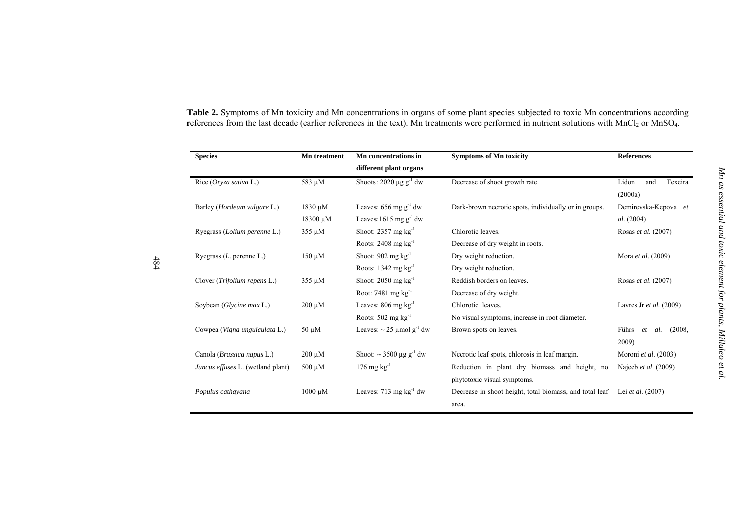**Table 2.** Symptoms of Mn toxicity and Mn concentrations in organs of some plant species subjected to toxic Mn concentrations according references from the last decade (earlier references in the text). Mn treatments were performed in nutrient solutions with $MnCl_2$ or $MnSO_4$.

| Species | Mn treatment | Mn concentrations in different plant organs | Symptoms of Mn toxicity | References |
|---|---|---|---|---|
| Rice (*Oryza sativa* L.) | 583 µM | Shoots: 2020 µg $g^{-1}$ dw | Decrease of shoot growth rate. | Lidon and Texeira (2000a) |
| Barley (*Hordeum vulgare* L.) | 1830 µM<br>18300 µM | Leaves: 656 mg $g^{-1}$ dw<br>Leaves:1615 mg $g^{-1}$ dw | Dark-brown necrotic spots, individually or in groups. | Demirevska-Kepova *et al.* (2004) |
| Ryegrass (*Lolium perenne* L.) | 355 µM | Shoot: 2357 mg $kg^{-1}$<br>Roots: 2408 mg $kg^{-1}$ | Chlorotic leaves.<br>Decrease of dry weight in roots. | Rosas *et al.* (2007) |
| Ryegrass (*L*. perenne L.) | 150 µM | Shoot: 902 mg $kg^{-1}$<br>Roots: 1342 mg $kg^{-1}$ | Dry weight reduction.<br>Dry weight reduction. | Mora *et al*. (2009) |
| Clover (*Trifolium repens* L.) | 355 µM | Shoot: 2050 mg $kg^{-1}$<br>Root: 7481 mg $kg^{-1}$ | Reddish borders on leaves.<br>Decrease of dry weight. | Rosas *et al*. (2007) |
| Soybean (*Glycine max* L.) | 200 µM | Leaves: 806 mg $kg^{-1}$<br>Roots: 502 mg $kg^{-1}$ | Chlorotic leaves.<br>No visual symptoms, increase in root diameter. | Lavres Jr *et al.* (2009) |
| Cowpea (*Vigna unguiculata* L.) | 50 µM | Leaves: ~ 25 µmol $g^{-1}$ dw | Brown spots on leaves. | Führs *et al.* (2008, 2009) |
| Canola (*Brassica napus* L.) | 200 µM | Shoot: ~ 3500 µg $g^{-1}$ dw | Necrotic leaf spots, chlorosis in leaf margin. | Moroni *et al*. (2003) |
| *Juncus effuses* L. (wetland plant) | 500 µM | 176 mg $kg^{-1}$ | Reduction in plant dry biomass and height, no phytotoxic visual symptoms. | Najeeb *et al*. (2009) |
| *Populus cathayana* | 1000 µM | Leaves: 713 mg $kg^{-1}$ dw | Decrease in shoot height, total biomass, and total leaf area. | Lei *et al.* (2007) |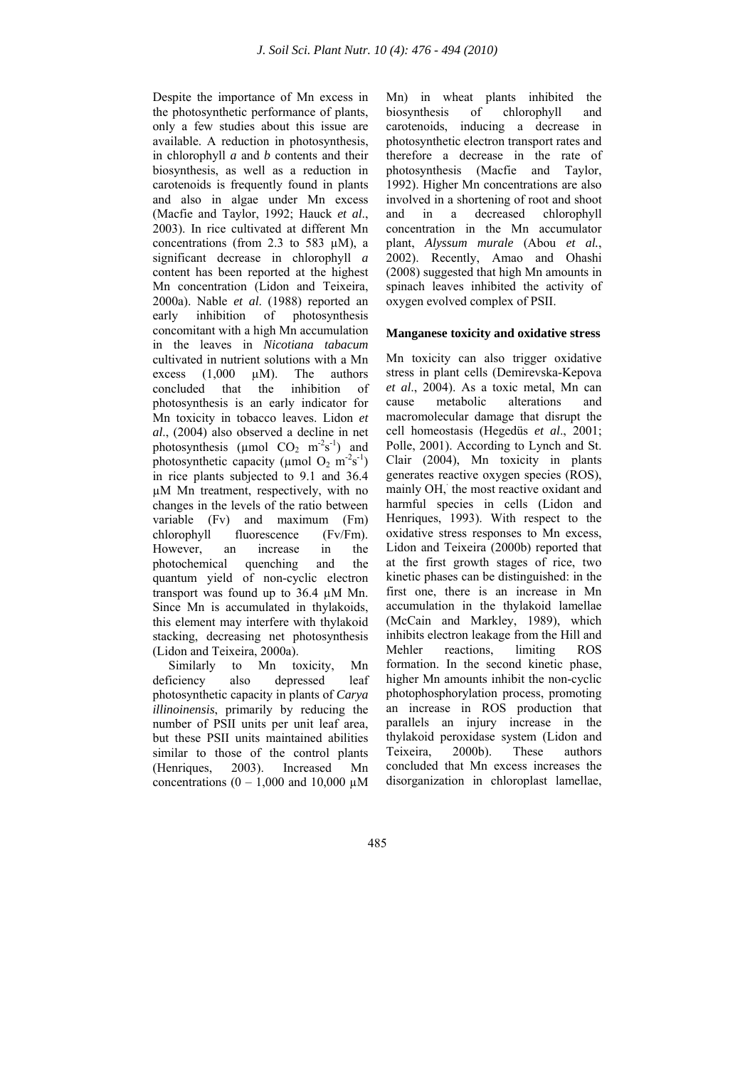Despite the importance of Mn excess in the photosynthetic performance of plants, only a few studies about this issue are available. A reduction in photosynthesis, in chlorophyll *a* and *b* contents and their biosynthesis, as well as a reduction in carotenoids is frequently found in plants and also in algae under Mn excess (Macfie and Taylor, 1992; Hauck *et al*., 2003). In rice cultivated at different Mn concentrations (from 2.3 to 583 µM), a significant decrease in chlorophyll *a* content has been reported at the highest Mn concentration (Lidon and Teixeira, 2000a). Nable *et al*. (1988) reported an early inhibition of photosynthesis concomitant with a high Mn accumulation in the leaves in *Nicotiana tabacum* cultivated in nutrient solutions with a Mn excess (1,000 µM). The authors concluded that the inhibition of photosynthesis is an early indicator for Mn toxicity in tobacco leaves. Lidon *et al*., (2004) also observed a decline in net photosynthesis (µmol $CO_2$ $m^{-2}s^{-1}$) and photosynthetic capacity (µmol $O_2$ $m^{-2}s^{-1}$) in rice plants subjected to 9.1 and 36.4 µM Mn treatment, respectively, with no changes in the levels of the ratio between variable (Fv) and maximum (Fm) chlorophyll fluorescence (Fv/Fm). However, an increase in the photochemical quenching and the quantum yield of non-cyclic electron transport was found up to 36.4 µM Mn. Since Mn is accumulated in thylakoids, this element may interfere with thylakoid stacking, decreasing net photosynthesis (Lidon and Teixeira, 2000a).

Similarly to Mn toxicity, Mn deficiency also depressed leaf photosynthetic capacity in plants of *Carya illinoinensis*, primarily by reducing the number of PSII units per unit leaf area, but these PSII units maintained abilities similar to those of the control plants (Henriques, 2003). Increased Mn concentrations (0 – 1,000 and 10,000 µM Mn) in wheat plants inhibited the biosynthesis of chlorophyll and carotenoids, inducing a decrease in photosynthetic electron transport rates and therefore a decrease in the rate of photosynthesis (Macfie and Taylor, 1992). Higher Mn concentrations are also involved in a shortening of root and shoot and in a decreased chlorophyll concentration in the Mn accumulator plant, *Alyssum murale* (Abou *et al*., 2002). Recently, Amao and Ohashi (2008) suggested that high Mn amounts in spinach leaves inhibited the activity of oxygen evolved complex of PSII.

### Manganese toxicity and oxidative stress

Mn toxicity can also trigger oxidative stress in plant cells (Demirevska-Kepova *et al*., 2004). As a toxic metal, Mn can cause metabolic alterations and macromolecular damage that disrupt the cell homeostasis (Hegedüs *et al*., 2001; Polle, 2001). According to Lynch and St. Clair (2004), Mn toxicity in plants generates reactive oxygen species (ROS), mainly $OH^{\cdot}$, the most reactive oxidant and harmful species in cells (Lidon and Henriques, 1993). With respect to the oxidative stress responses to Mn excess, Lidon and Teixeira (2000b) reported that at the first growth stages of rice, two kinetic phases can be distinguished: in the first one, there is an increase in Mn accumulation in the thylakoid lamellae (McCain and Markley, 1989), which inhibits electron leakage from the Hill and Mehler reactions, limiting ROS formation. In the second kinetic phase, higher Mn amounts inhibit the non-cyclic photophosphorylation process, promoting an increase in ROS production that parallels an injury increase in the thylakoid peroxidase system (Lidon and Teixeira, 2000b). These authors concluded that Mn excess increases the disorganization in chloroplast lamellae,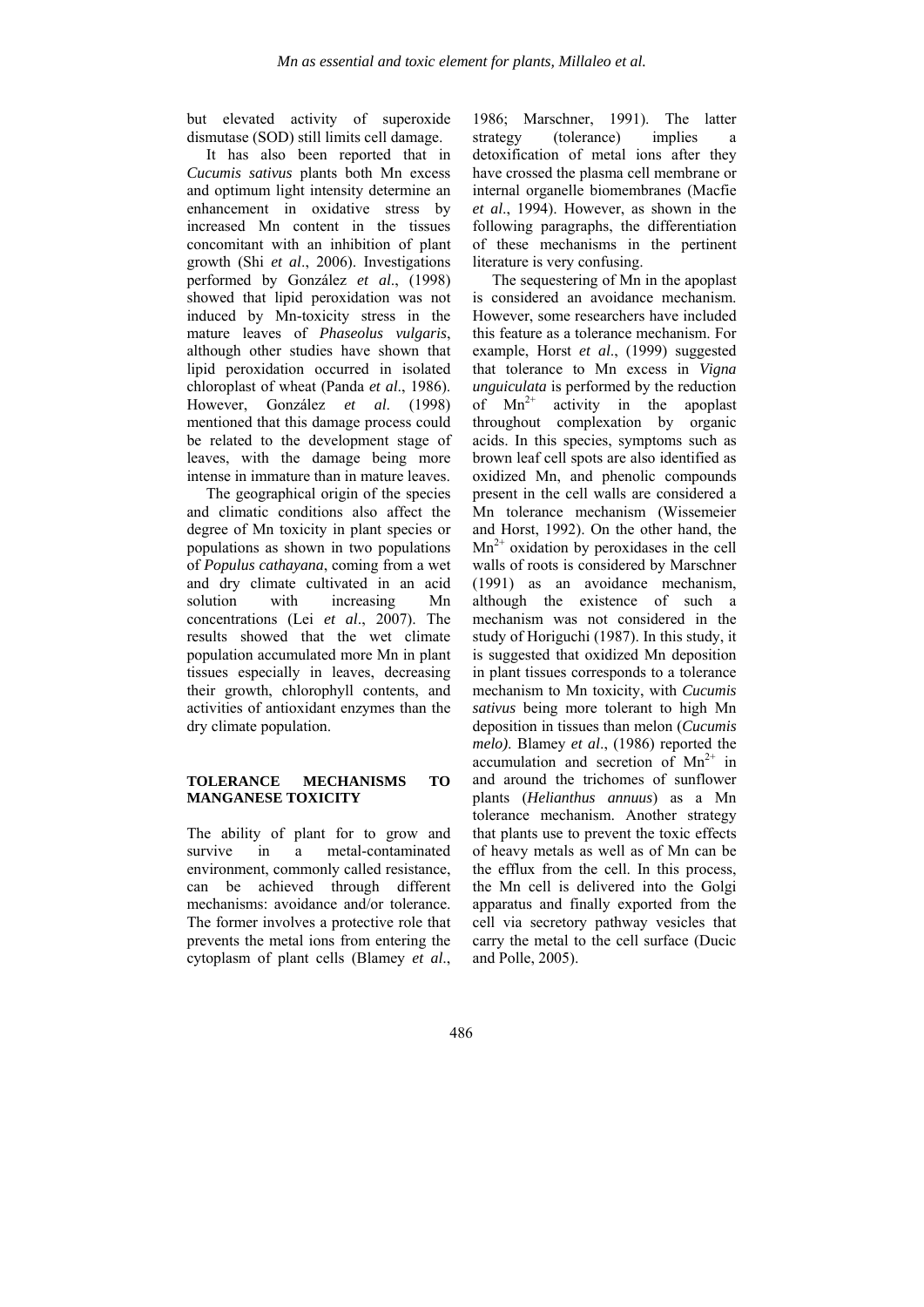but elevated activity of superoxide dismutase (SOD) still limits cell damage.

It has also been reported that in *Cucumis sativus* plants both Mn excess and optimum light intensity determine an enhancement in oxidative stress by increased Mn content in the tissues concomitant with an inhibition of plant growth (Shi *et al*., 2006). Investigations performed by González *et al*., (1998) showed that lipid peroxidation was not induced by Mn-toxicity stress in the mature leaves of *Phaseolus vulgaris*, although other studies have shown that lipid peroxidation occurred in isolated chloroplast of wheat (Panda *et al*., 1986). However, González *et al*. (1998) mentioned that this damage process could be related to the development stage of leaves, with the damage being more intense in immature than in mature leaves.

The geographical origin of the species and climatic conditions also affect the degree of Mn toxicity in plant species or populations as shown in two populations of *Populus cathayana*, coming from a wet and dry climate cultivated in an acid solution with increasing Mn concentrations (Lei *et al*., 2007). The results showed that the wet climate population accumulated more Mn in plant tissues especially in leaves, decreasing their growth, chlorophyll contents, and activities of antioxidant enzymes than the dry climate population.

## TOLERANCE MECHANISMS TO MANGANESE TOXICITY

The ability of plant for to grow and survive in a metal-contaminated environment, commonly called resistance, can be achieved through different mechanisms: avoidance and/or tolerance. The former involves a protective role that prevents the metal ions from entering the cytoplasm of plant cells (Blamey *et al*., 1986; Marschner, 1991). The latter strategy (tolerance) implies a detoxification of metal ions after they have crossed the plasma cell membrane or internal organelle biomembranes (Macfie *et al*., 1994). However, as shown in the following paragraphs, the differentiation of these mechanisms in the pertinent literature is very confusing.

The sequestering of Mn in the apoplast is considered an avoidance mechanism. However, some researchers have included this feature as a tolerance mechanism. For example, Horst *et al*., (1999) suggested that tolerance to Mn excess in *Vigna unguiculata* is performed by the reduction of $Mn^{2+}$ activity in the apoplast throughout complexation by organic acids. In this species, symptoms such as brown leaf cell spots are also identified as oxidized Mn, and phenolic compounds present in the cell walls are considered a Mn tolerance mechanism (Wissemeier and Horst, 1992). On the other hand, the $Mn^{2+}$ oxidation by peroxidases in the cell walls of roots is considered by Marschner (1991) as an avoidance mechanism, although the existence of such a mechanism was not considered in the study of Horiguchi (1987). In this study, it is suggested that oxidized Mn deposition in plant tissues corresponds to a tolerance mechanism to Mn toxicity, with *Cucumis sativus* being more tolerant to high Mn deposition in tissues than melon (*Cucumis melo)*. Blamey *et al*., (1986) reported the accumulation and secretion of $Mn^{2+}$ in and around the trichomes of sunflower plants (*Helianthus annuus*) as a Mn tolerance mechanism. Another strategy that plants use to prevent the toxic effects of heavy metals as well as of Mn can be the efflux from the cell. In this process, the Mn cell is delivered into the Golgi apparatus and finally exported from the cell via secretory pathway vesicles that carry the metal to the cell surface (Ducic and Polle, 2005).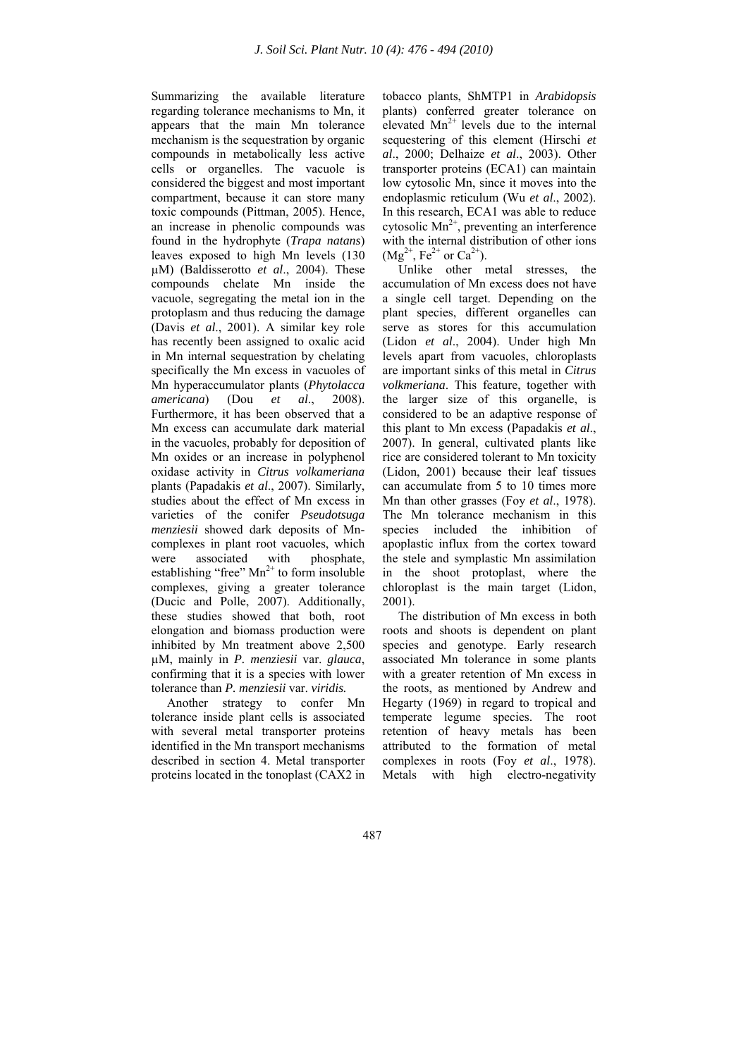Summarizing the available literature regarding tolerance mechanisms to Mn, it appears that the main Mn tolerance mechanism is the sequestration by organic compounds in metabolically less active cells or organelles. The vacuole is considered the biggest and most important compartment, because it can store many toxic compounds (Pittman, 2005). Hence, an increase in phenolic compounds was found in the hydrophyte (*Trapa natans*) leaves exposed to high Mn levels (130 μM) (Baldisserotto *et al*., 2004). These compounds chelate Mn inside the vacuole, segregating the metal ion in the protoplasm and thus reducing the damage (Davis *et al*., 2001). A similar key role has recently been assigned to oxalic acid in Mn internal sequestration by chelating specifically the Mn excess in vacuoles of Mn hyperaccumulator plants (*Phytolacca americana*) (Dou *et al*., 2008). Furthermore, it has been observed that a Mn excess can accumulate dark material in the vacuoles, probably for deposition of Mn oxides or an increase in polyphenol oxidase activity in *Citrus volkameriana* plants (Papadakis *et al*., 2007). Similarly, studies about the effect of Mn excess in varieties of the conifer *Pseudotsuga menziesii* showed dark deposits of Mn-complexes in plant root vacuoles, which were associated with phosphate, establishing "free" $Mn^{2+}$ to form insoluble complexes, giving a greater tolerance (Ducic and Polle, 2007). Additionally, these studies showed that both, root elongation and biomass production were inhibited by Mn treatment above 2,500 μM, mainly in *P. menziesii* var. *glauca*, confirming that it is a species with lower tolerance than *P. menziesii* var. *viridis.*

Another strategy to confer Mn tolerance inside plant cells is associated with several metal transporter proteins identified in the Mn transport mechanisms described in section 4. Metal transporter proteins located in the tonoplast (CAX2 in tobacco plants, ShMTP1 in *Arabidopsis* plants) conferred greater tolerance on elevated $Mn^{2+}$ levels due to the internal sequestering of this element (Hirschi *et al*., 2000; Delhaize *et al*., 2003). Other transporter proteins (ECA1) can maintain low cytosolic Mn, since it moves into the endoplasmic reticulum (Wu *et al*., 2002). In this research, ECA1 was able to reduce cytosolic $Mn^{2+}$, preventing an interference with the internal distribution of other ions ($Mg^{2+}$, $Fe^{2+}$ or $Ca^{2+}$).

Unlike other metal stresses, the accumulation of Mn excess does not have a single cell target. Depending on the plant species, different organelles can serve as stores for this accumulation (Lidon *et al*., 2004). Under high Mn levels apart from vacuoles, chloroplasts are important sinks of this metal in *Citrus volkmeriana*. This feature, together with the larger size of this organelle, is considered to be an adaptive response of this plant to Mn excess (Papadakis *et al*., 2007). In general, cultivated plants like rice are considered tolerant to Mn toxicity (Lidon, 2001) because their leaf tissues can accumulate from 5 to 10 times more Mn than other grasses (Foy *et al*., 1978). The Mn tolerance mechanism in this species included the inhibition of apoplastic influx from the cortex toward the stele and symplastic Mn assimilation in the shoot protoplast, where the chloroplast is the main target (Lidon, 2001).

The distribution of Mn excess in both roots and shoots is dependent on plant species and genotype. Early research associated Mn tolerance in some plants with a greater retention of Mn excess in the roots, as mentioned by Andrew and Hegarty (1969) in regard to tropical and temperate legume species. The root retention of heavy metals has been attributed to the formation of metal complexes in roots (Foy *et al*., 1978). Metals with high electro-negativity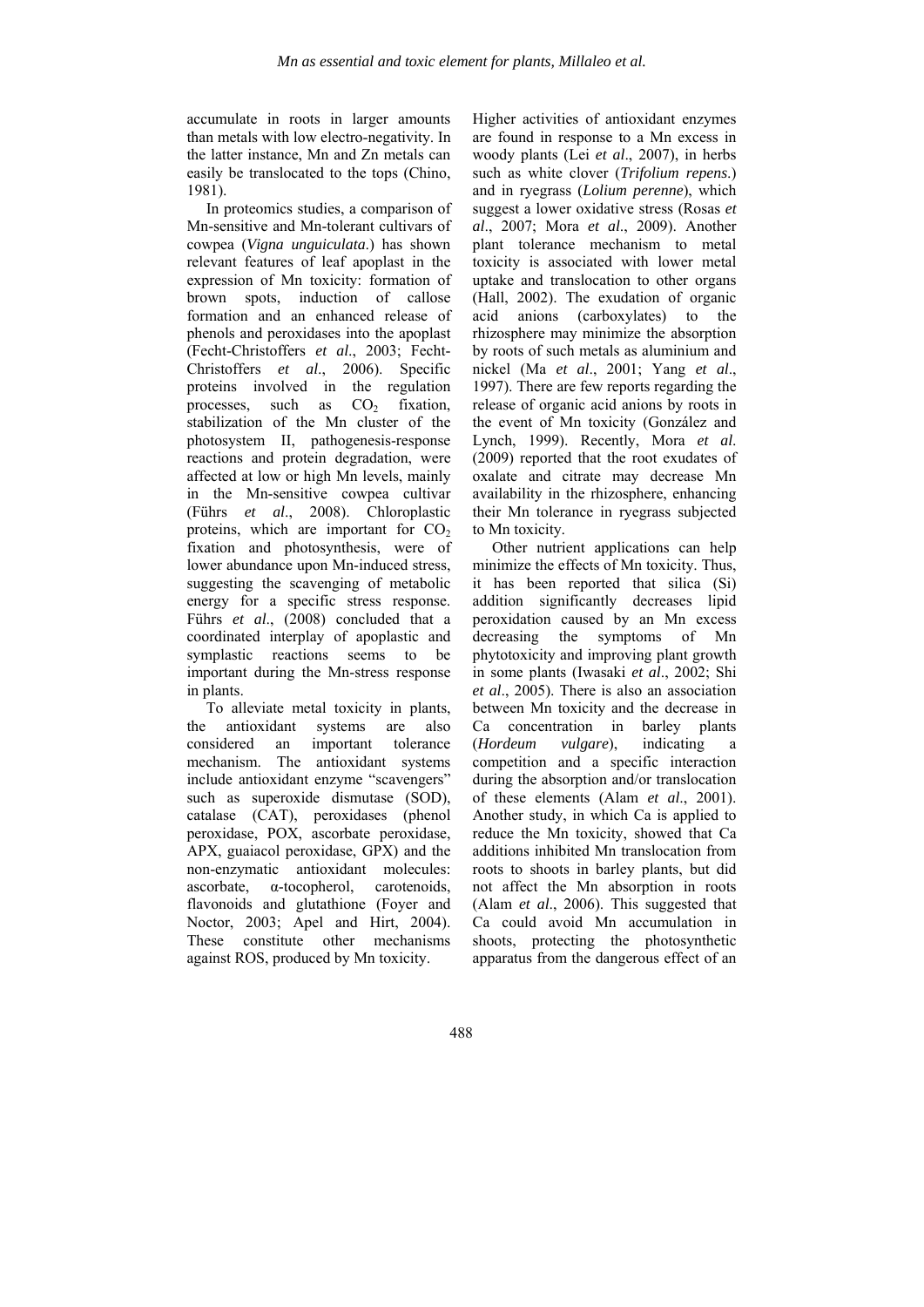accumulate in roots in larger amounts than metals with low electro-negativity. In the latter instance, Mn and Zn metals can easily be translocated to the tops (Chino, 1981).

In proteomics studies, a comparison of Mn-sensitive and Mn-tolerant cultivars of cowpea (*Vigna unguiculata*.) has shown relevant features of leaf apoplast in the expression of Mn toxicity: formation of brown spots, induction of callose formation and an enhanced release of phenols and peroxidases into the apoplast (Fecht-Christoffers *et al*., 2003; Fecht-Christoffers *et al*., 2006). Specific proteins involved in the regulation processes, such as $CO_2$ fixation, stabilization of the Mn cluster of the photosystem II, pathogenesis-response reactions and protein degradation, were affected at low or high Mn levels, mainly in the Mn-sensitive cowpea cultivar (Führs *et al*., 2008). Chloroplastic proteins, which are important for $CO_2$ fixation and photosynthesis, were of lower abundance upon Mn-induced stress, suggesting the scavenging of metabolic energy for a specific stress response. Führs *et al*., (2008) concluded that a coordinated interplay of apoplastic and symplastic reactions seems to be important during the Mn-stress response in plants.

To alleviate metal toxicity in plants, the antioxidant systems are also considered an important tolerance mechanism. The antioxidant systems include antioxidant enzyme "scavengers" such as superoxide dismutase (SOD), catalase (CAT), peroxidases (phenol peroxidase, POX, ascorbate peroxidase, APX, guaiacol peroxidase, GPX) and the non-enzymatic antioxidant molecules: ascorbate, α-tocopherol, carotenoids, flavonoids and glutathione (Foyer and Noctor, 2003; Apel and Hirt, 2004). These constitute other mechanisms against ROS, produced by Mn toxicity.

Higher activities of antioxidant enzymes are found in response to a Mn excess in woody plants (Lei *et al*., 2007), in herbs such as white clover (*Trifolium repens*.) and in ryegrass (*Lolium perenne*), which suggest a lower oxidative stress (Rosas *et al*., 2007; Mora *et al*., 2009). Another plant tolerance mechanism to metal toxicity is associated with lower metal uptake and translocation to other organs (Hall, 2002). The exudation of organic acid anions (carboxylates) to the rhizosphere may minimize the absorption by roots of such metals as aluminium and nickel (Ma *et al*., 2001; Yang *et al*., 1997). There are few reports regarding the release of organic acid anions by roots in the event of Mn toxicity (González and Lynch, 1999). Recently, Mora *et al*. (2009) reported that the root exudates of oxalate and citrate may decrease Mn availability in the rhizosphere, enhancing their Mn tolerance in ryegrass subjected to Mn toxicity.

Other nutrient applications can help minimize the effects of Mn toxicity. Thus, it has been reported that silica (Si) addition significantly decreases lipid peroxidation caused by an Mn excess decreasing the symptoms of Mn phytotoxicity and improving plant growth in some plants (Iwasaki *et al*., 2002; Shi *et al*., 2005). There is also an association between Mn toxicity and the decrease in Ca concentration in barley plants (*Hordeum vulgare*), indicating a competition and a specific interaction during the absorption and/or translocation of these elements (Alam *et al*., 2001). Another study, in which Ca is applied to reduce the Mn toxicity, showed that Ca additions inhibited Mn translocation from roots to shoots in barley plants, but did not affect the Mn absorption in roots (Alam *et al*., 2006). This suggested that Ca could avoid Mn accumulation in shoots, protecting the photosynthetic apparatus from the dangerous effect of an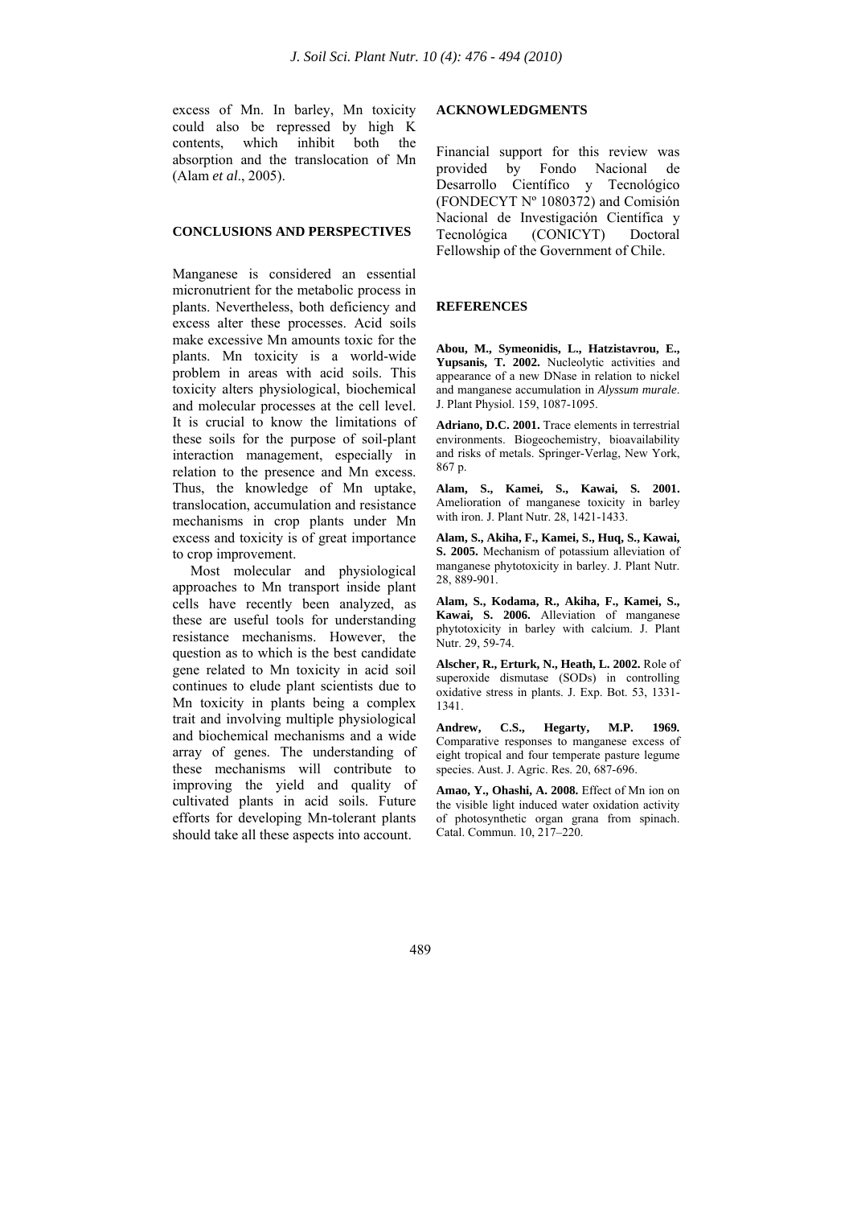excess of Mn. In barley, Mn toxicity could also be repressed by high K contents, which inhibit both the absorption and the translocation of Mn (Alam *et al*., 2005).

## CONCLUSIONS AND PERSPECTIVES

Manganese is considered an essential micronutrient for the metabolic process in plants. Nevertheless, both deficiency and excess alter these processes. Acid soils make excessive Mn amounts toxic for the plants. Mn toxicity is a world-wide problem in areas with acid soils. This toxicity alters physiological, biochemical and molecular processes at the cell level. It is crucial to know the limitations of these soils for the purpose of soil-plant interaction management, especially in relation to the presence and Mn excess. Thus, the knowledge of Mn uptake, translocation, accumulation and resistance mechanisms in crop plants under Mn excess and toxicity is of great importance to crop improvement.

Most molecular and physiological approaches to Mn transport inside plant cells have recently been analyzed, as these are useful tools for understanding resistance mechanisms. However, the question as to which is the best candidate gene related to Mn toxicity in acid soil continues to elude plant scientists due to Mn toxicity in plants being a complex trait and involving multiple physiological and biochemical mechanisms and a wide array of genes. The understanding of these mechanisms will contribute to improving the yield and quality of cultivated plants in acid soils. Future efforts for developing Mn-tolerant plants should take all these aspects into account.

## ACKNOWLEDGMENTS

Financial support for this review was provided by Fondo Nacional de Desarrollo Científico y Tecnológico (FONDECYT Nº 1080372) and Comisión Nacional de Investigación Científica y Tecnológica (CONICYT) Doctoral Fellowship of the Government of Chile.

## REFERENCES

**Abou, M., Symeonidis, L., Hatzistavrou, E., Yupsanis, T. 2002.** Nucleolytic activities and appearance of a new DNase in relation to nickel and manganese accumulation in *Alyssum murale*. J. Plant Physiol. 159, 1087-1095.

**Adriano, D.C. 2001.** Trace elements in terrestrial environments. Biogeochemistry, bioavailability and risks of metals. Springer-Verlag, New York, 867 p.

**Alam, S., Kamei, S., Kawai, S. 2001.** Amelioration of manganese toxicity in barley with iron. J. Plant Nutr. 28, 1421-1433.

**Alam, S., Akiha, F., Kamei, S., Huq, S., Kawai, S. 2005.** Mechanism of potassium alleviation of manganese phytotoxicity in barley. J. Plant Nutr. 28, 889-901.

**Alam, S., Kodama, R., Akiha, F., Kamei, S., Kawai, S. 2006.** Alleviation of manganese phytotoxicity in barley with calcium. J. Plant Nutr. 29, 59-74.

**Alscher, R., Erturk, N., Heath, L. 2002.** Role of superoxide dismutase (SODs) in controlling oxidative stress in plants. J. Exp. Bot. 53, 1331-1341.

**Andrew, C.S., Hegarty, M.P. 1969.** Comparative responses to manganese excess of eight tropical and four temperate pasture legume species. Aust. J. Agric. Res. 20, 687-696.

**Amao, Y., Ohashi, A. 2008.** Effect of Mn ion on the visible light induced water oxidation activity of photosynthetic organ grana from spinach. Catal. Commun. 10, 217–220.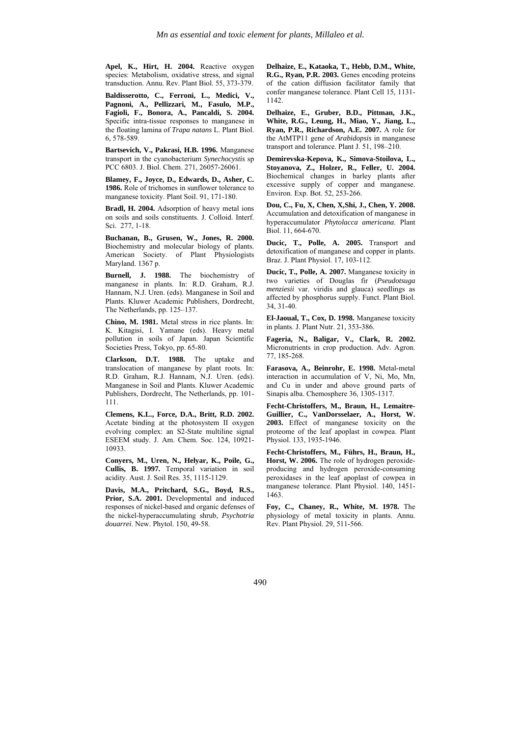**Apel, K., Hirt, H. 2004.** Reactive oxygen species: Metabolism, oxidative stress, and signal transduction. Annu. Rev. Plant Biol. 55, 373-379.

**Baldisserotto, C., Ferroni, L., Medici, V., Pagnoni, A., Pellizzari, M., Fasulo, M.P., Fagioli, F., Bonora, A., Pancaldi, S. 2004.** Specific intra-tissue responses to manganese in the floating lamina of *Trapa natans* L. Plant Biol. 6, 578-589.

**Bartsevich, V., Pakrasi, H.B. 1996.** Manganese transport in the cyanobacterium *Synechocystis* sp PCC 6803. J. Biol. Chem. 271, 26057-26061.

**Blamey, F., Joyce, D., Edwards, D., Asher, C. 1986.** Role of trichomes in sunflower tolerance to manganese toxicity. Plant Soil. 91, 171-180.

**Bradl, H. 2004.** Adsorption of heavy metal ions on soils and soils constituents. J. Colloid. Interf. Sci. 277, 1-18.

**Buchanan, B., Grusen, W., Jones, R. 2000.** Biochemistry and molecular biology of plants. American Society. of Plant Physiologists Maryland. 1367 p.

**Burnell, J. 1988.** The biochemistry of manganese in plants. In: R.D. Graham, R.J. Hannam, N.J. Uren. (eds). Manganese in Soil and Plants. Kluwer Academic Publishers, Dordrecht, The Netherlands, pp. 125–137.

**Chino, M. 1981.** Metal stress in rice plants. In: K. Kitagisi, I. Yamane (eds). Heavy metal pollution in soils of Japan. Japan Scientific Societies Press, Tokyo, pp. 65-80.

**Clarkson, D.T. 1988.** The uptake and translocation of manganese by plant roots. In: R.D. Graham, R.J. Hannam, N.J. Uren. (eds). Manganese in Soil and Plants. Kluwer Academic Publishers, Dordrecht, The Netherlands, pp. 101-111.

**Clemens, K.L., Force, D.A., Britt, R.D. 2002.** Acetate binding at the photosystem II oxygen evolving complex: an S2-State multiline signal ESEEM study. J. Am. Chem. Soc. 124, 10921-10933.

**Conyers, M., Uren, N., Helyar, K., Poile, G., Cullis, B. 1997.** Temporal variation in soil acidity. Aust. J. Soil Res. 35, 1115-1129.

**Davis, M.A., Pritchard, S.G., Boyd, R.S., Prior, S.A. 2001.** Developmental and induced responses of nickel-based and organic defenses of the nickel-hyperaccumulating shrub, *Psychotria douarrei*. New. Phytol. 150, 49-58.

**Delhaize, E., Kataoka, T., Hebb, D.M., White, R.G., Ryan, P.R. 2003.** Genes encoding proteins of the cation diffusion facilitator family that confer manganese tolerance. Plant Cell 15, 1131-1142.

**Delhaize, E., Gruber, B.D., Pittman, J.K., White, R.G., Leung, H., Miao, Y., Jiang, L., Ryan, P.R., Richardson, A.E. 2007.** A role for the AtMTP11 gene of *Arabidopsis* in manganese transport and tolerance. Plant J. 51, 198–210.

**Demirevska-Kepova, K., Simova-Stoilova, L., Stoyanova, Z., Holzer, R., Feller, U. 2004.** Biochemical changes in barley plants after excessive supply of copper and manganese. Environ. Exp. Bot. 52, 253-266.

**Dou, C., Fu, X, Chen, X,Shi, J., Chen, Y. 2008.** Accumulation and detoxification of manganese in hyperaccumulator *Phytolacca americana*. Plant Biol. 11, 664-670.

**Ducic, T., Polle, A. 2005.** Transport and detoxification of manganese and copper in plants. Braz. J. Plant Physiol. 17, 103-112.

**Ducic, T., Polle, A. 2007.** Manganese toxicity in two varieties of Douglas fir (*Pseudotsuga menziesii* var. viridis and glauca) seedlings as affected by phosphorus supply. Funct. Plant Biol. 34, 31-40.

**El-Jaoual, T., Cox, D. 1998.** Manganese toxicity in plants. J. Plant Nutr. 21, 353-386.

**Fageria, N., Baligar, V., Clark, R. 2002.** Micronutrients in crop production. Adv. Agron. 77, 185-268.

**Farasova, A., Beinrohr, E. 1998.** Metal-metal interaction in accumulation of V, Ni, Mo, Mn, and Cu in under and above ground parts of Sinapis alba. Chemosphere 36, 1305-1317.

**Fecht-Christoffers, M., Braun, H., Lemaitre-Guillier, C., VanDorsselaer, A., Horst, W. 2003.** Effect of manganese toxicity on the proteome of the leaf apoplast in cowpea. Plant Physiol. 133, 1935-1946.

**Fecht-Christoffers, M., Führs, H., Braun, H., Horst, W. 2006.** The role of hydrogen peroxide-producing and hydrogen peroxide-consuming peroxidases in the leaf apoplast of cowpea in manganese tolerance. Plant Physiol. 140, 1451-1463.

**Foy, C., Chaney, R., White, M. 1978.** The physiology of metal toxicity in plants. Annu. Rev. Plant Physiol. 29, 511-566.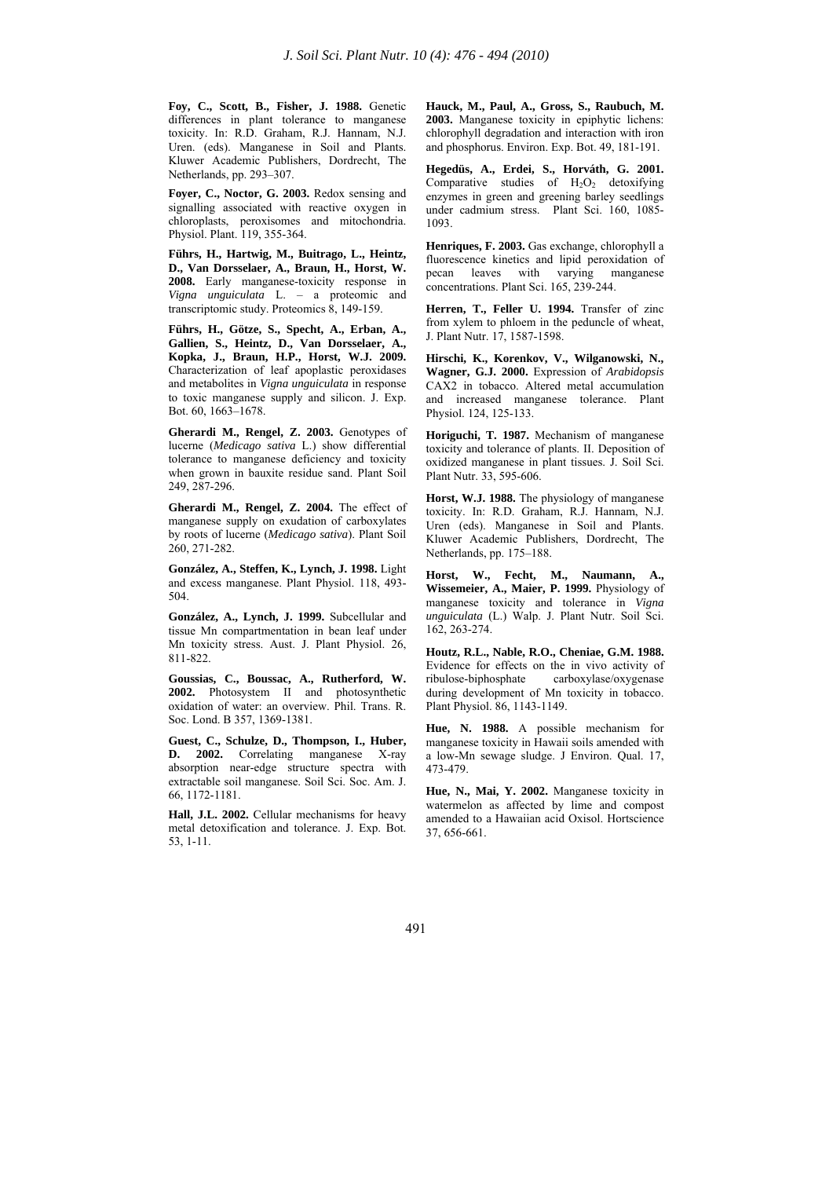**Foy, C., Scott, B., Fisher, J. 1988.** Genetic differences in plant tolerance to manganese toxicity. In: R.D. Graham, R.J. Hannam, N.J. Uren. (eds). Manganese in Soil and Plants. Kluwer Academic Publishers, Dordrecht, The Netherlands, pp. 293–307.

**Foyer, C., Noctor, G. 2003.** Redox sensing and signalling associated with reactive oxygen in chloroplasts, peroxisomes and mitochondria. Physiol. Plant. 119, 355-364.

**Führs, H., Hartwig, M., Buitrago, L., Heintz, D., Van Dorsselaer, A., Braun, H., Horst, W. 2008.** Early manganese-toxicity response in *Vigna unguiculata* L. – a proteomic and transcriptomic study. Proteomics 8, 149-159.

**Führs, H., Götze, S., Specht, A., Erban, A., Gallien, S., Heintz, D., Van Dorsselaer, A., Kopka, J., Braun, H.P., Horst, W.J. 2009.** Characterization of leaf apoplastic peroxidases and metabolites in *Vigna unguiculata* in response to toxic manganese supply and silicon. J. Exp. Bot. 60, 1663–1678.

**Gherardi M., Rengel, Z. 2003.** Genotypes of lucerne (*Medicago sativa* L.) show differential tolerance to manganese deficiency and toxicity when grown in bauxite residue sand. Plant Soil 249, 287-296.

**Gherardi M., Rengel, Z. 2004.** The effect of manganese supply on exudation of carboxylates by roots of lucerne (*Medicago sativa*). Plant Soil 260, 271-282.

**González, A., Steffen, K., Lynch, J. 1998.** Light and excess manganese. Plant Physiol. 118, 493-504.

**González, A., Lynch, J. 1999.** Subcellular and tissue Mn compartmentation in bean leaf under Mn toxicity stress. Aust. J. Plant Physiol. 26, 811-822.

**Goussias, C., Boussac, A., Rutherford, W. 2002.** Photosystem II and photosynthetic oxidation of water: an overview. Phil. Trans. R. Soc. Lond. B 357, 1369-1381.

**Guest, C., Schulze, D., Thompson, I., Huber, D. 2002.** Correlating manganese X-ray absorption near-edge structure spectra with extractable soil manganese. Soil Sci. Soc. Am. J. 66, 1172-1181.

**Hall, J.L. 2002.** Cellular mechanisms for heavy metal detoxification and tolerance. J. Exp. Bot. 53, 1-11.

**Hauck, M., Paul, A., Gross, S., Raubuch, M. 2003.** Manganese toxicity in epiphytic lichens: chlorophyll degradation and interaction with iron and phosphorus. Environ. Exp. Bot. 49, 181-191.

**Hegedüs, A., Erdei, S., Horváth, G. 2001.** Comparative studies of $H_2O_2$ detoxifying enzymes in green and greening barley seedlings under cadmium stress. Plant Sci. 160, 1085-1093.

**Henriques, F. 2003.** Gas exchange, chlorophyll a fluorescence kinetics and lipid peroxidation of pecan leaves with varying manganese concentrations. Plant Sci. 165, 239-244.

**Herren, T., Feller U. 1994.** Transfer of zinc from xylem to phloem in the peduncle of wheat, J. Plant Nutr. 17, 1587-1598.

**Hirschi, K., Korenkov, V., Wilganowski, N., Wagner, G.J. 2000.** Expression of *Arabidopsis* CAX2 in tobacco. Altered metal accumulation and increased manganese tolerance. Plant Physiol. 124, 125-133.

**Horiguchi, T. 1987.** Mechanism of manganese toxicity and tolerance of plants. II. Deposition of oxidized manganese in plant tissues. J. Soil Sci. Plant Nutr. 33, 595-606.

**Horst, W.J. 1988.** The physiology of manganese toxicity. In: R.D. Graham, R.J. Hannam, N.J. Uren (eds). Manganese in Soil and Plants. Kluwer Academic Publishers, Dordrecht, The Netherlands, pp. 175–188.

**Horst, W., Fecht, M., Naumann, A., Wissemeier, A., Maier, P. 1999.** Physiology of manganese toxicity and tolerance in *Vigna unguiculata* (L.) Walp. J. Plant Nutr. Soil Sci. 162, 263-274.

**Houtz, R.L., Nable, R.O., Cheniae, G.M. 1988.** Evidence for effects on the in vivo activity of ribulose-biphosphate carboxylase/oxygenase during development of Mn toxicity in tobacco. Plant Physiol. 86, 1143-1149.

**Hue, N. 1988.** A possible mechanism for manganese toxicity in Hawaii soils amended with a low-Mn sewage sludge. J Environ. Qual. 17, 473-479.

**Hue, N., Mai, Y. 2002.** Manganese toxicity in watermelon as affected by lime and compost amended to a Hawaiian acid Oxisol. Hortscience 37, 656-661.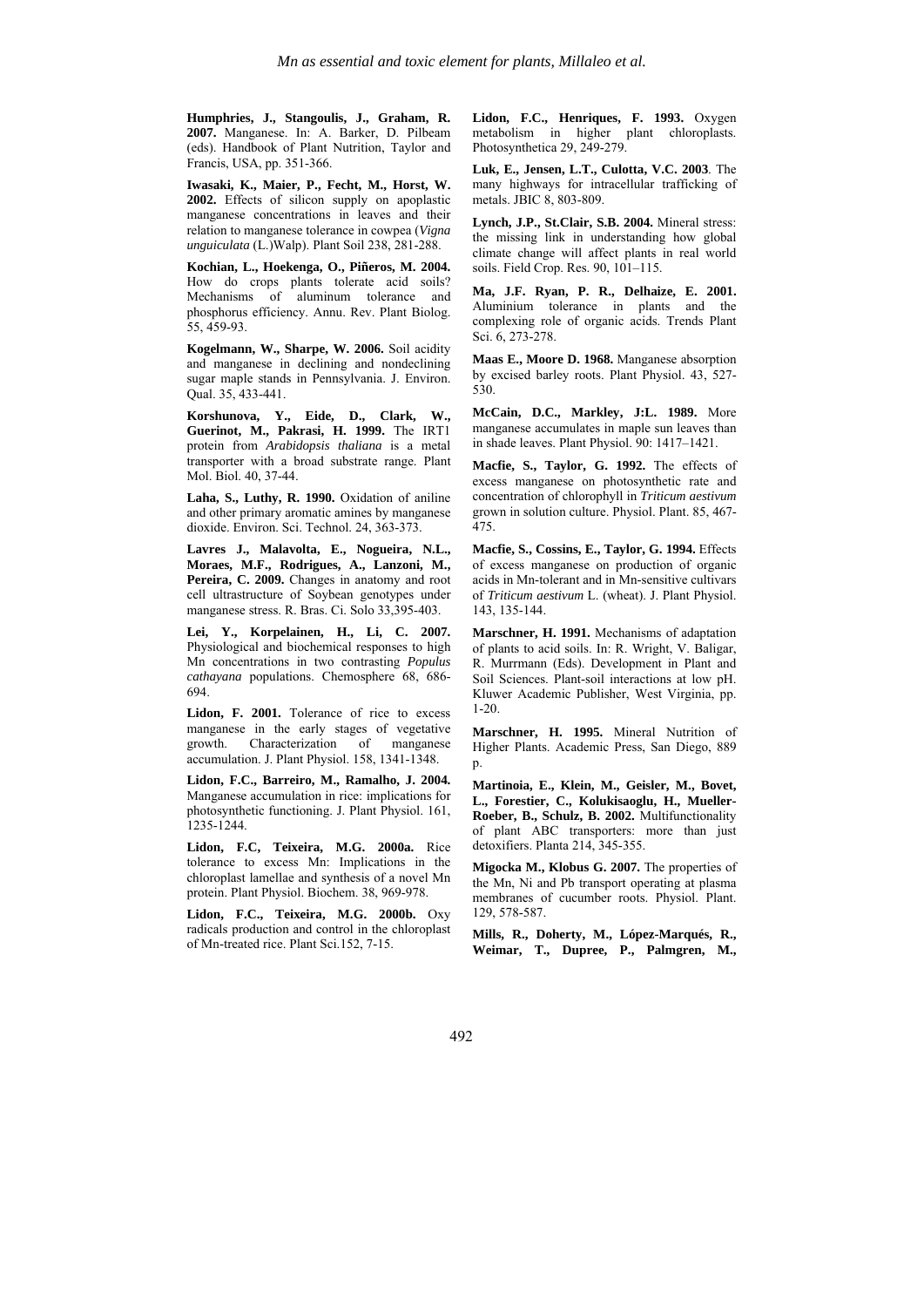**Humphries, J., Stangoulis, J., Graham, R. 2007.** Manganese. In: A. Barker, D. Pilbeam (eds). Handbook of Plant Nutrition, Taylor and Francis, USA, pp. 351-366.

**Iwasaki, K., Maier, P., Fecht, M., Horst, W. 2002.** Effects of silicon supply on apoplastic manganese concentrations in leaves and their relation to manganese tolerance in cowpea (*Vigna unguiculata* (L.)Walp). Plant Soil 238, 281-288.

**Kochian, L., Hoekenga, O., Piñeros, M. 2004.** How do crops plants tolerate acid soils? Mechanisms of aluminum tolerance and phosphorus efficiency. Annu. Rev. Plant Biolog. 55, 459-93.

**Kogelmann, W., Sharpe, W. 2006.** Soil acidity and manganese in declining and nondeclining sugar maple stands in Pennsylvania. J. Environ. Qual. 35, 433-441.

**Korshunova, Y., Eide, D., Clark, W., Guerinot, M., Pakrasi, H. 1999.** The IRT1 protein from *Arabidopsis thaliana* is a metal transporter with a broad substrate range. Plant Mol. Biol. 40, 37-44.

**Laha, S., Luthy, R. 1990.** Oxidation of aniline and other primary aromatic amines by manganese dioxide. Environ. Sci. Technol. 24, 363-373.

**Lavres J., Malavolta, E., Nogueira, N.L., Moraes, M.F., Rodrigues, A., Lanzoni, M., Pereira, C. 2009.** Changes in anatomy and root cell ultrastructure of Soybean genotypes under manganese stress. R. Bras. Ci. Solo 33,395-403.

**Lei, Y., Korpelainen, H., Li, C. 2007.** Physiological and biochemical responses to high Mn concentrations in two contrasting *Populus cathayana* populations. Chemosphere 68, 686-694.

**Lidon, F. 2001.** Tolerance of rice to excess manganese in the early stages of vegetative growth. Characterization of manganese accumulation. J. Plant Physiol. 158, 1341-1348.

**Lidon, F.C., Barreiro, M., Ramalho, J. 2004.** Manganese accumulation in rice: implications for photosynthetic functioning. J. Plant Physiol. 161, 1235-1244.

**Lidon, F.C, Teixeira, M.G. 2000a.** Rice tolerance to excess Mn: Implications in the chloroplast lamellae and synthesis of a novel Mn protein. Plant Physiol. Biochem. 38, 969-978.

**Lidon, F.C., Teixeira, M.G. 2000b.** Oxy radicals production and control in the chloroplast of Mn-treated rice. Plant Sci.152, 7-15.

**Lidon, F.C., Henriques, F. 1993.** Oxygen metabolism in higher plant chloroplasts. Photosynthetica 29, 249-279.

**Luk, E., Jensen, L.T., Culotta, V.C. 2003**. The many highways for intracellular trafficking of metals. JBIC 8, 803-809.

**Lynch, J.P., St.Clair, S.B. 2004.** Mineral stress: the missing link in understanding how global climate change will affect plants in real world soils. Field Crop. Res. 90, 101–115.

**Ma, J.F. Ryan, P. R., Delhaize, E. 2001.** Aluminium tolerance in plants and the complexing role of organic acids. Trends Plant Sci. 6, 273-278.

**Maas E., Moore D. 1968.** Manganese absorption by excised barley roots. Plant Physiol. 43, 527-530.

**McCain, D.C., Markley, J:L. 1989.** More manganese accumulates in maple sun leaves than in shade leaves. Plant Physiol. 90: 1417–1421.

**Macfie, S., Taylor, G. 1992.** The effects of excess manganese on photosynthetic rate and concentration of chlorophyll in *Triticum aestivum* grown in solution culture. Physiol. Plant. 85, 467-475.

**Macfie, S., Cossins, E., Taylor, G. 1994.** Effects of excess manganese on production of organic acids in Mn-tolerant and in Mn-sensitive cultivars of *Triticum aestivum* L. (wheat). J. Plant Physiol. 143, 135-144.

**Marschner, H. 1991.** Mechanisms of adaptation of plants to acid soils. In: R. Wright, V. Baligar, R. Murrmann (Eds). Development in Plant and Soil Sciences. Plant-soil interactions at low pH. Kluwer Academic Publisher, West Virginia, pp. 1-20.

**Marschner, H. 1995.** Mineral Nutrition of Higher Plants. Academic Press, San Diego, 889 p.

**Martinoia, E., Klein, M., Geisler, M., Bovet, L., Forestier, C., Kolukisaoglu, H., Mueller-Roeber, B., Schulz, B. 2002.** Multifunctionality of plant ABC transporters: more than just detoxifiers. Planta 214, 345-355.

**Migocka M., Klobus G. 2007.** The properties of the Mn, Ni and Pb transport operating at plasma membranes of cucumber roots. Physiol. Plant. 129, 578-587.

**Mills, R., Doherty, M., López-Marqués, R., Weimar, T., Dupree, P., Palmgren, M.,**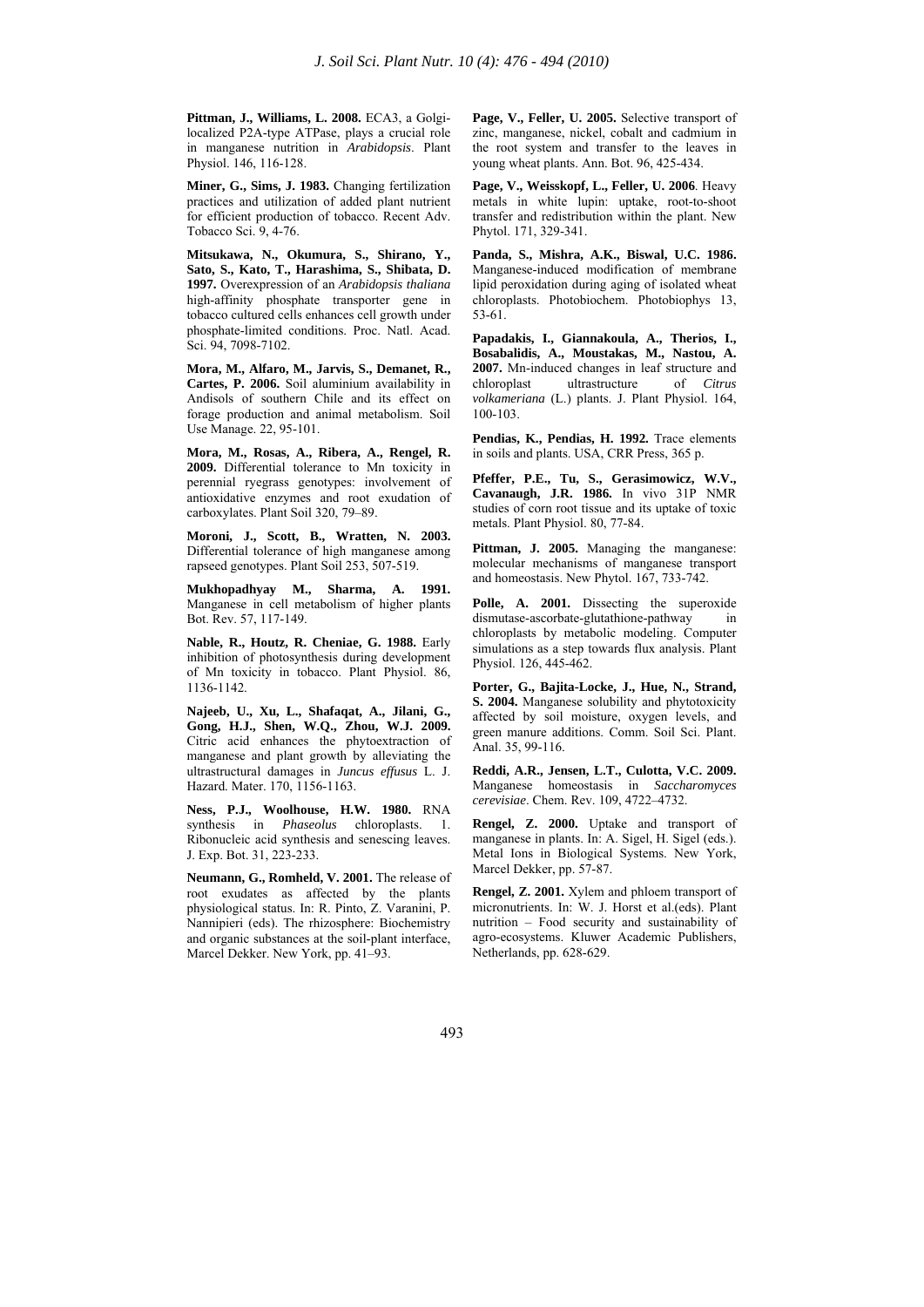**Pittman, J., Williams, L. 2008.** ECA3, a Golgi-localized P2A-type ATPase, plays a crucial role in manganese nutrition in *Arabidopsis*. Plant Physiol. 146, 116-128.

**Miner, G., Sims, J. 1983.** Changing fertilization practices and utilization of added plant nutrient for efficient production of tobacco. Recent Adv. Tobacco Sci. 9, 4-76.

**Mitsukawa, N., Okumura, S., Shirano, Y., Sato, S., Kato, T., Harashima, S., Shibata, D. 1997.** Overexpression of an *Arabidopsis thaliana* high-affinity phosphate transporter gene in tobacco cultured cells enhances cell growth under phosphate-limited conditions. Proc. Natl. Acad. Sci. 94, 7098-7102.

**Mora, M., Alfaro, M., Jarvis, S., Demanet, R., Cartes, P. 2006.** Soil aluminium availability in Andisols of southern Chile and its effect on forage production and animal metabolism. Soil Use Manage. 22, 95-101.

**Mora, M., Rosas, A., Ribera, A., Rengel, R. 2009.** Differential tolerance to Mn toxicity in perennial ryegrass genotypes: involvement of antioxidative enzymes and root exudation of carboxylates. Plant Soil 320, 79–89.

**Moroni, J., Scott, B., Wratten, N. 2003.** Differential tolerance of high manganese among rapseed genotypes. Plant Soil 253, 507-519.

**Mukhopadhyay M., Sharma, A. 1991.** Manganese in cell metabolism of higher plants Bot. Rev. 57, 117-149.

**Nable, R., Houtz, R. Cheniae, G. 1988.** Early inhibition of photosynthesis during development of Mn toxicity in tobacco. Plant Physiol. 86, 1136-1142.

**Najeeb, U., Xu, L., Shafaqat, A., Jilani, G., Gong, H.J., Shen, W.Q., Zhou, W.J. 2009.** Citric acid enhances the phytoextraction of manganese and plant growth by alleviating the ultrastructural damages in *Juncus effusus* L. J. Hazard. Mater. 170, 1156-1163.

**Ness, P.J., Woolhouse, H.W. 1980.** RNA synthesis in *Phaseolus* chloroplasts. 1. Ribonucleic acid synthesis and senescing leaves. J. Exp. Bot. 31, 223-233.

**Neumann, G., Romheld, V. 2001.** The release of root exudates as affected by the plants physiological status. In: R. Pinto, Z. Varanini, P. Nannipieri (eds). The rhizosphere: Biochemistry and organic substances at the soil-plant interface, Marcel Dekker. New York, pp. 41–93.

**Page, V., Feller, U. 2005.** Selective transport of zinc, manganese, nickel, cobalt and cadmium in the root system and transfer to the leaves in young wheat plants. Ann. Bot. 96, 425-434.

**Page, V., Weisskopf, L., Feller, U. 2006**. Heavy metals in white lupin: uptake, root-to-shoot transfer and redistribution within the plant. New Phytol. 171, 329-341.

**Panda, S., Mishra, A.K., Biswal, U.C. 1986.** Manganese-induced modification of membrane lipid peroxidation during aging of isolated wheat chloroplasts. Photobiochem. Photobiophys 13, 53-61.

**Papadakis, I., Giannakoula, A., Therios, I., Bosabalidis, A., Moustakas, M., Nastou, A. 2007.** Mn-induced changes in leaf structure and chloroplast ultrastructure of *Citrus volkameriana* (L.) plants. J. Plant Physiol. 164, 100-103.

**Pendias, K., Pendias, H. 1992.** Trace elements in soils and plants. USA, CRR Press, 365 p.

**Pfeffer, P.E., Tu, S., Gerasimowicz, W.V., Cavanaugh, J.R. 1986.** In vivo 31P NMR studies of corn root tissue and its uptake of toxic metals. Plant Physiol. 80, 77-84.

**Pittman, J. 2005.** Managing the manganese: molecular mechanisms of manganese transport and homeostasis. New Phytol. 167, 733-742.

**Polle, A. 2001.** Dissecting the superoxide dismutase-ascorbate-glutathione-pathway in chloroplasts by metabolic modeling. Computer simulations as a step towards flux analysis. Plant Physiol. 126, 445-462.

**Porter, G., Bajita-Locke, J., Hue, N., Strand, S. 2004.** Manganese solubility and phytotoxicity affected by soil moisture, oxygen levels, and green manure additions. Comm. Soil Sci. Plant. Anal. 35, 99-116.

**Reddi, A.R., Jensen, L.T., Culotta, V.C. 2009.** Manganese homeostasis in *Saccharomyces cerevisiae*. Chem. Rev. 109, 4722–4732.

**Rengel, Z. 2000.** Uptake and transport of manganese in plants. In: A. Sigel, H. Sigel (eds.). Metal Ions in Biological Systems. New York, Marcel Dekker, pp. 57-87.

**Rengel, Z. 2001.** Xylem and phloem transport of micronutrients. In: W. J. Horst et al.(eds). Plant nutrition – Food security and sustainability of agro-ecosystems. Kluwer Academic Publishers, Netherlands, pp. 628-629.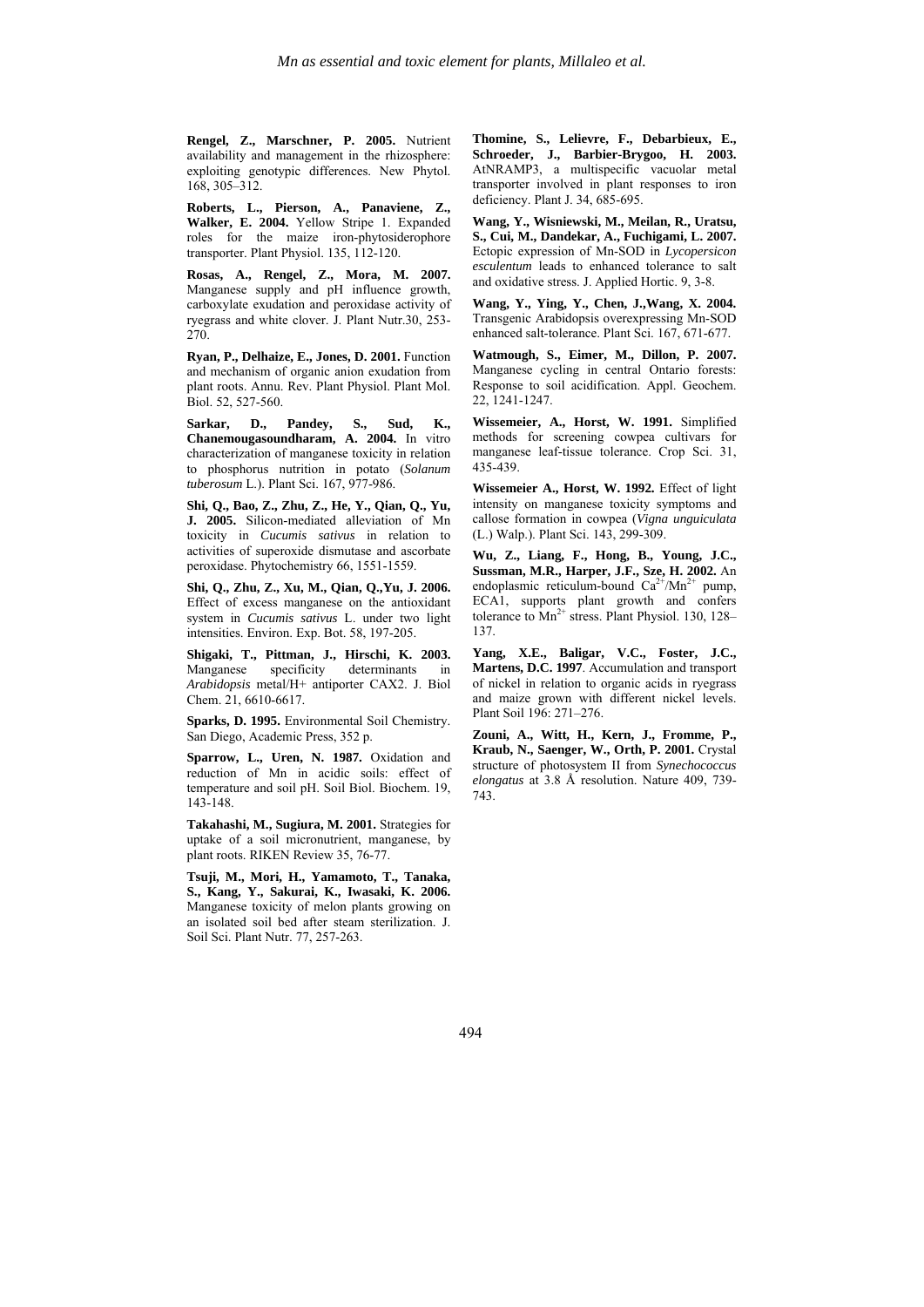**Rengel, Z., Marschner, P. 2005.** Nutrient availability and management in the rhizosphere: exploiting genotypic differences. New Phytol. 168, 305–312.

**Roberts, L., Pierson, A., Panaviene, Z., Walker, E. 2004.** Yellow Stripe 1. Expanded roles for the maize iron-phytosiderophore transporter. Plant Physiol. 135, 112-120.

**Rosas, A., Rengel, Z., Mora, M. 2007.** Manganese supply and pH influence growth, carboxylate exudation and peroxidase activity of ryegrass and white clover. J. Plant Nutr.30, 253-270.

**Ryan, P., Delhaize, E., Jones, D. 2001.** Function and mechanism of organic anion exudation from plant roots. Annu. Rev. Plant Physiol. Plant Mol. Biol. 52, 527-560.

**Sarkar, D., Pandey, S., Sud, K., Chanemougasoundharam, A. 2004.** In vitro characterization of manganese toxicity in relation to phosphorus nutrition in potato (*Solanum tuberosum* L.). Plant Sci. 167, 977-986.

**Shi, Q., Bao, Z., Zhu, Z., He, Y., Qian, Q., Yu, J. 2005.** Silicon-mediated alleviation of Mn toxicity in *Cucumis sativus* in relation to activities of superoxide dismutase and ascorbate peroxidase. Phytochemistry 66, 1551-1559.

**Shi, Q., Zhu, Z., Xu, M., Qian, Q.,Yu, J. 2006.** Effect of excess manganese on the antioxidant system in *Cucumis sativus* L. under two light intensities. Environ. Exp. Bot. 58, 197-205.

**Shigaki, T., Pittman, J., Hirschi, K. 2003.** Manganese specificity determinants in *Arabidopsis* metal/H+ antiporter CAX2. J. Biol Chem. 21, 6610-6617.

**Sparks, D. 1995.** Environmental Soil Chemistry. San Diego, Academic Press, 352 p.

**Sparrow, L., Uren, N. 1987.** Oxidation and reduction of Mn in acidic soils: effect of temperature and soil pH. Soil Biol. Biochem. 19, 143-148.

**Takahashi, M., Sugiura, M. 2001.** Strategies for uptake of a soil micronutrient, manganese, by plant roots. RIKEN Review 35, 76-77.

**Tsuji, M., Mori, H., Yamamoto, T., Tanaka, S., Kang, Y., Sakurai, K., Iwasaki, K. 2006.** Manganese toxicity of melon plants growing on an isolated soil bed after steam sterilization. J. Soil Sci. Plant Nutr. 77, 257-263.

**Thomine, S., Lelievre, F., Debarbieux, E., Schroeder, J., Barbier-Brygoo, H. 2003.** AtNRAMP3, a multispecific vacuolar metal transporter involved in plant responses to iron deficiency. Plant J. 34, 685-695.

**Wang, Y., Wisniewski, M., Meilan, R., Uratsu, S., Cui, M., Dandekar, A., Fuchigami, L. 2007.** Ectopic expression of Mn-SOD in *Lycopersicon esculentum* leads to enhanced tolerance to salt and oxidative stress. J. Applied Hortic. 9, 3-8.

**Wang, Y., Ying, Y., Chen, J.,Wang, X. 2004.** Transgenic Arabidopsis overexpressing Mn-SOD enhanced salt-tolerance. Plant Sci. 167, 671-677.

**Watmough, S., Eimer, M., Dillon, P. 2007.** Manganese cycling in central Ontario forests: Response to soil acidification. Appl. Geochem. 22, 1241-1247.

**Wissemeier, A., Horst, W. 1991.** Simplified methods for screening cowpea cultivars for manganese leaf-tissue tolerance. Crop Sci. 31, 435-439.

**Wissemeier A., Horst, W. 1992.** Effect of light intensity on manganese toxicity symptoms and callose formation in cowpea (*Vigna unguiculata* (L.) Walp.). Plant Sci. 143, 299-309.

**Wu, Z., Liang, F., Hong, B., Young, J.C., Sussman, M.R., Harper, J.F., Sze, H. 2002.** An endoplasmic reticulum-bound $Ca^{2+}/Mn^{2+}$ pump, ECA1, supports plant growth and confers tolerance to $Mn^{2+}$ stress. Plant Physiol. 130, 128–137.

**Yang, X.E., Baligar, V.C., Foster, J.C., Martens, D.C. 1997**. Accumulation and transport of nickel in relation to organic acids in ryegrass and maize grown with different nickel levels. Plant Soil 196: 271–276.

**Zouni, A., Witt, H., Kern, J., Fromme, P., Kraub, N., Saenger, W., Orth, P. 2001.** Crystal structure of photosystem II from *Synechococcus elongatus* at 3.8 Å resolution. Nature 409, 739-743.